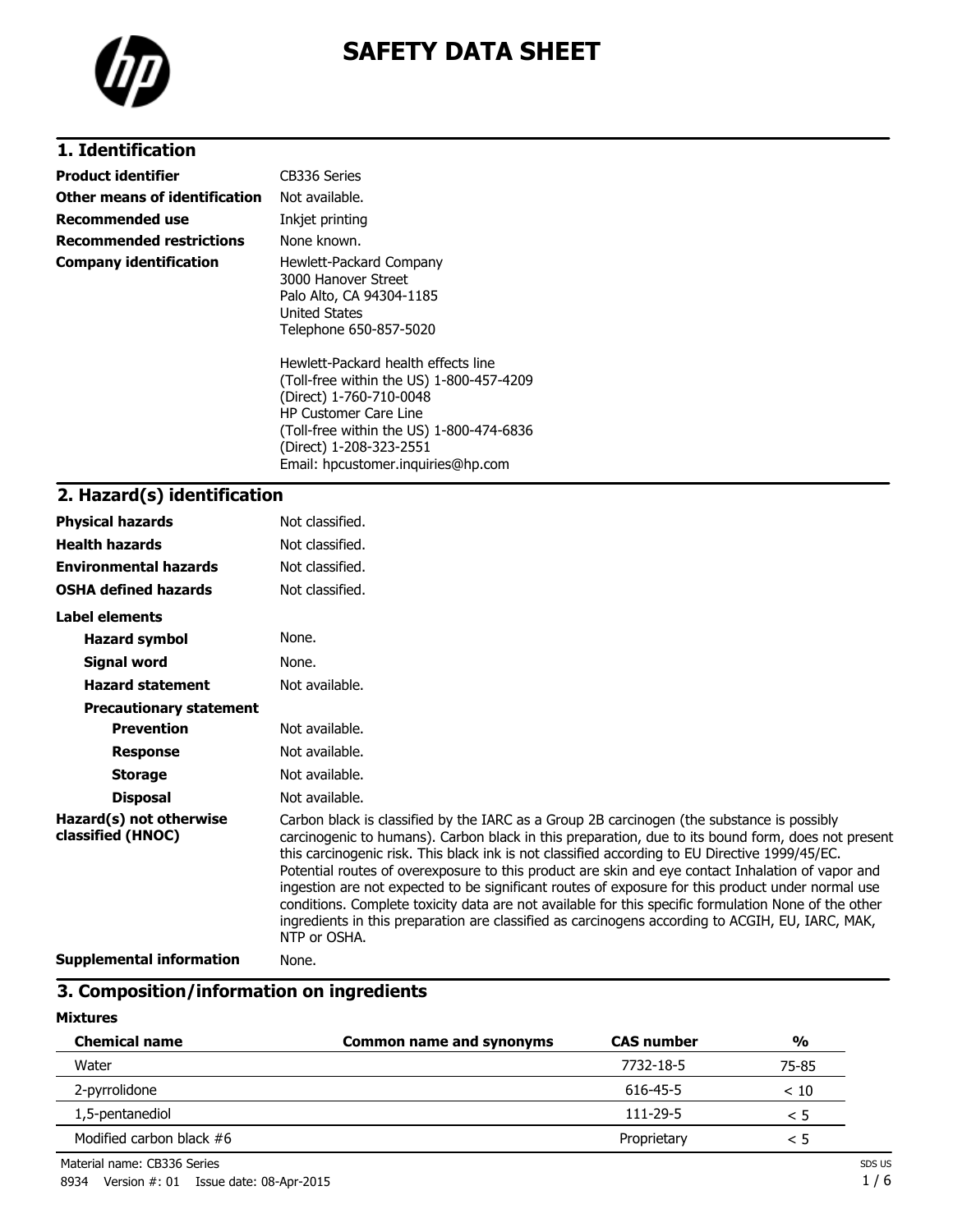# SAFETY DATA SHEET

## 1. Identification

| | |
|---|---|
| **Product identifier** | CB336 Series |
| **Other means of identification** | Not available. |
| **Recommended use** | Inkjet printing |
| **Recommended restrictions** | None known. |
| **Company identification** | Hewlett-Packard Company<br>3000 Hanover Street<br>Palo Alto, CA 94304-1185<br>United States<br>Telephone 650-857-5020<br><br>Hewlett-Packard health effects line<br>(Toll-free within the US) 1-800-457-4209<br>(Direct) 1-760-710-0048<br>HP Customer Care Line<br>(Toll-free within the US) 1-800-474-6836<br>(Direct) 1-208-323-2551<br>Email: hpcustomer.inquiries@hp.com |

## 2. Hazard(s) identification

| | |
|---|---|
| **Physical hazards** | Not classified. |
| **Health hazards** | Not classified. |
| **Environmental hazards** | Not classified. |
| **OSHA defined hazards** | Not classified. |

**Label elements**

| | |
|---|---|
| **Hazard symbol** | None. |
| **Signal word** | None. |
| **Hazard statement** | Not available. |
| **Precautionary statement** | |
| **Prevention** | Not available. |
| **Response** | Not available. |
| **Storage** | Not available. |
| **Disposal** | Not available. |

**Hazard(s) not otherwise classified (HNOC)**

Carbon black is classified by the IARC as a Group 2B carcinogen (the substance is possibly carcinogenic to humans). Carbon black in this preparation, due to its bound form, does not present this carcinogenic risk. This black ink is not classified according to EU Directive 1999/45/EC. Potential routes of overexposure to this product are skin and eye contact Inhalation of vapor and ingestion are not expected to be significant routes of exposure for this product under normal use conditions. Complete toxicity data are not available for this specific formulation None of the other ingredients in this preparation are classified as carcinogens according to ACGIH, EU, IARC, MAK, NTP or OSHA.

**Supplemental information** None.

## 3. Composition/information on ingredients

**Mixtures**

| Chemical name | Common name and synonyms | CAS number | % |
|---|---|---|---|
| Water | | 7732-18-5 | 75-85 |
| 2-pyrrolidone | | 616-45-5 | < 10 |
| 1,5-pentanediol | | 111-29-5 | < 5 |
| Modified carbon black #6 | | Proprietary | < 5 |

Material name: CB336 Series

8934 Version #: 01 Issue date: 08-Apr-2015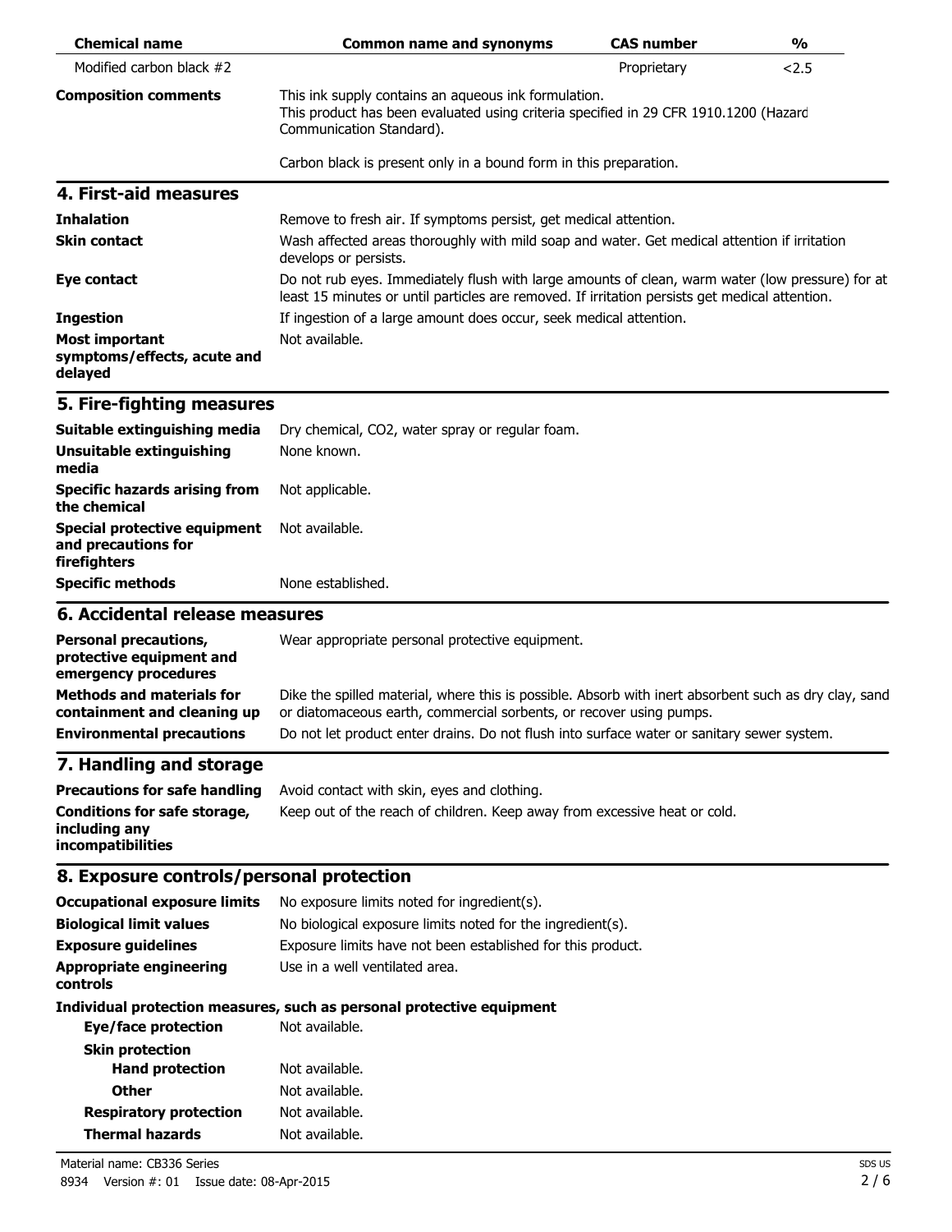| Chemical name | Common name and synonyms | CAS number | % |
| --- | --- | --- | --- |
| Modified carbon black #2 | | Proprietary | <2.5 |

| | |
| --- | --- |
| **Composition comments** | This ink supply contains an aqueous ink formulation. This product has been evaluated using criteria specified in 29 CFR 1910.1200 (Hazard Communication Standard). Carbon black is present only in a bound form in this preparation. |

## 4. First-aid measures

| | |
| --- | --- |
| **Inhalation** | Remove to fresh air. If symptoms persist, get medical attention. |
| **Skin contact** | Wash affected areas thoroughly with mild soap and water. Get medical attention if irritation develops or persists. |
| **Eye contact** | Do not rub eyes. Immediately flush with large amounts of clean, warm water (low pressure) for at least 15 minutes or until particles are removed. If irritation persists get medical attention. |
| **Ingestion** | If ingestion of a large amount does occur, seek medical attention. |
| **Most important symptoms/effects, acute and delayed** | Not available. |

## 5. Fire-fighting measures

| | |
| --- | --- |
| **Suitable extinguishing media** | Dry chemical, $CO_2$, water spray or regular foam. |
| **Unsuitable extinguishing media** | None known. |
| **Specific hazards arising from the chemical** | Not applicable. |
| **Special protective equipment and precautions for firefighters** | Not available. |
| **Specific methods** | None established. |

## 6. Accidental release measures

| | |
| --- | --- |
| **Personal precautions, protective equipment and emergency procedures** | Wear appropriate personal protective equipment. |
| **Methods and materials for containment and cleaning up** | Dike the spilled material, where this is possible. Absorb with inert absorbent such as dry clay, sand or diatomaceous earth, commercial sorbents, or recover using pumps. |
| **Environmental precautions** | Do not let product enter drains. Do not flush into surface water or sanitary sewer system. |

## 7. Handling and storage

| | |
| --- | --- |
| **Precautions for safe handling** | Avoid contact with skin, eyes and clothing. |
| **Conditions for safe storage, including any incompatibilities** | Keep out of the reach of children. Keep away from excessive heat or cold. |

## 8. Exposure controls/personal protection

| | |
| --- | --- |
| **Occupational exposure limits** | No exposure limits noted for ingredient(s). |
| **Biological limit values** | No biological exposure limits noted for the ingredient(s). |
| **Exposure guidelines** | Exposure limits have not been established for this product. |
| **Appropriate engineering controls** | Use in a well ventilated area. |

**Individual protection measures, such as personal protective equipment**

| | |
| --- | --- |
| **Eye/face protection** | Not available. |
| **Skin protection** | |
| **Hand protection** | Not available. |
| **Other** | Not available. |
| **Respiratory protection** | Not available. |
| **Thermal hazards** | Not available. |

Material name: CB336 Series

8934 Version #: 01 Issue date: 08-Apr-2015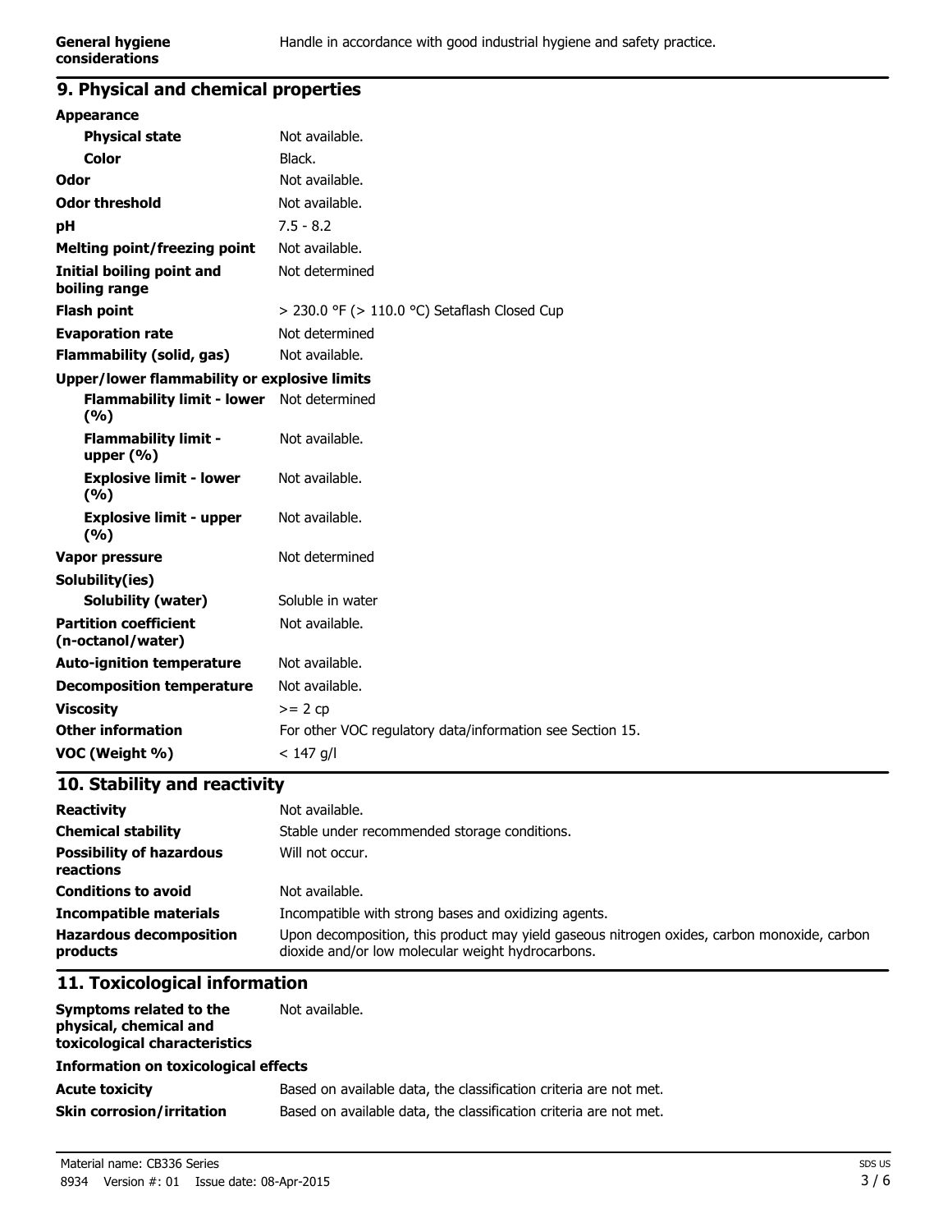| | |
|---|---|
| **General hygiene considerations** | Handle in accordance with good industrial hygiene and safety practice. |

## 9. Physical and chemical properties

| | |
|---|---|
| **Appearance** | |
| **Physical state** | Not available. |
| **Color** | Black. |
| **Odor** | Not available. |
| **Odor threshold** | Not available. |
| **pH** | 7.5 - 8.2 |
| **Melting point/freezing point** | Not available. |
| **Initial boiling point and boiling range** | Not determined |
| **Flash point** | > 230.0 °F (> 110.0 °C) Setaflash Closed Cup |
| **Evaporation rate** | Not determined |
| **Flammability (solid, gas)** | Not available. |
| **Upper/lower flammability or explosive limits** | |
| **Flammability limit - lower (%)** | Not determined |
| **Flammability limit - upper (%)** | Not available. |
| **Explosive limit - lower (%)** | Not available. |
| **Explosive limit - upper (%)** | Not available. |
| **Vapor pressure** | Not determined |
| **Solubility(ies)** | |
| **Solubility (water)** | Soluble in water |
| **Partition coefficient (n-octanol/water)** | Not available. |
| **Auto-ignition temperature** | Not available. |
| **Decomposition temperature** | Not available. |
| **Viscosity** | >= 2 cp |
| **Other information** | For other VOC regulatory data/information see Section 15. |
| **VOC (Weight %)** | < 147 g/l |

## 10. Stability and reactivity

| | |
|---|---|
| **Reactivity** | Not available. |
| **Chemical stability** | Stable under recommended storage conditions. |
| **Possibility of hazardous reactions** | Will not occur. |
| **Conditions to avoid** | Not available. |
| **Incompatible materials** | Incompatible with strong bases and oxidizing agents. |
| **Hazardous decomposition products** | Upon decomposition, this product may yield gaseous nitrogen oxides, carbon monoxide, carbon dioxide and/or low molecular weight hydrocarbons. |

## 11. Toxicological information

| | |
|---|---|
| **Symptoms related to the physical, chemical and toxicological characteristics** | Not available. |
| **Information on toxicological effects** | |
| **Acute toxicity** | Based on available data, the classification criteria are not met. |
| **Skin corrosion/irritation** | Based on available data, the classification criteria are not met. |

Material name: CB336 Series

8934 Version #: 01 Issue date: 08-Apr-2015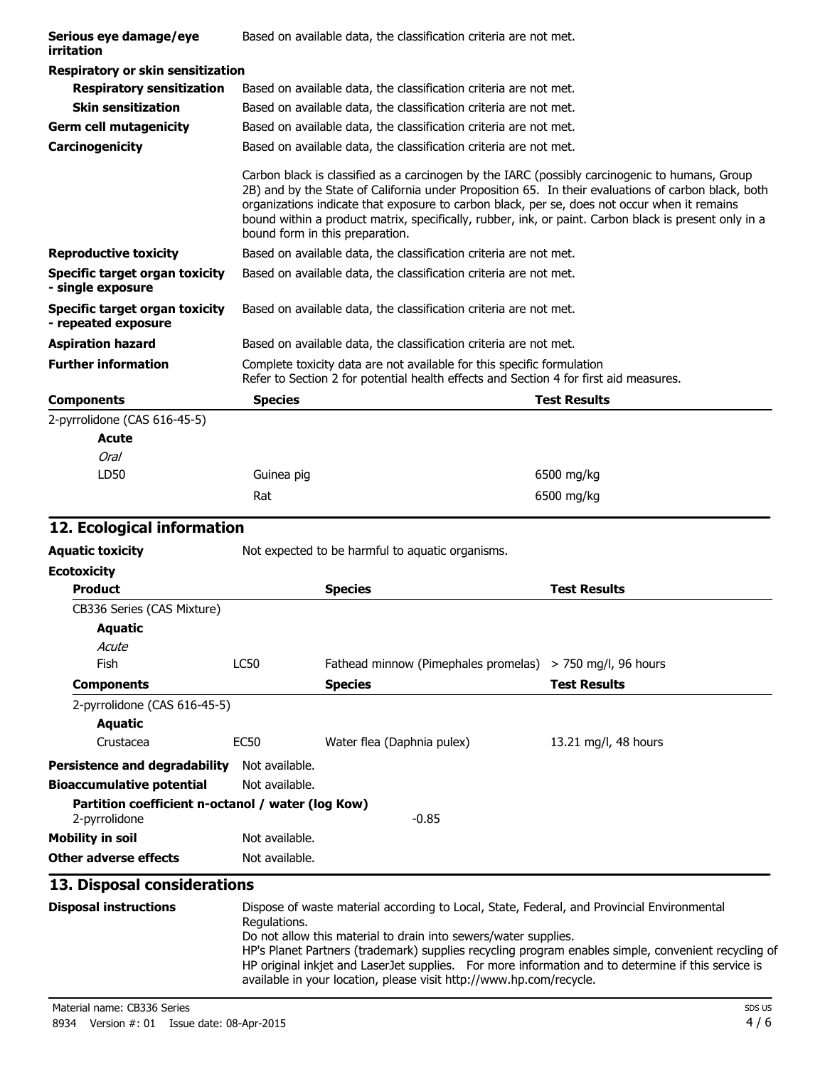| | |
|---|---|
| **Serious eye damage/eye irritation** | Based on available data, the classification criteria are not met. |
| **Respiratory or skin sensitization** | |
| **Respiratory sensitization** | Based on available data, the classification criteria are not met. |
| **Skin sensitization** | Based on available data, the classification criteria are not met. |
| **Germ cell mutagenicity** | Based on available data, the classification criteria are not met. |
| **Carcinogenicity** | Based on available data, the classification criteria are not met. |
| | Carbon black is classified as a carcinogen by the IARC (possibly carcinogenic to humans, Group 2B) and by the State of California under Proposition 65. In their evaluations of carbon black, both organizations indicate that exposure to carbon black, per se, does not occur when it remains bound within a product matrix, specifically, rubber, ink, or paint. Carbon black is present only in a bound form in this preparation. |
| **Reproductive toxicity** | Based on available data, the classification criteria are not met. |
| **Specific target organ toxicity - single exposure** | Based on available data, the classification criteria are not met. |
| **Specific target organ toxicity - repeated exposure** | Based on available data, the classification criteria are not met. |
| **Aspiration hazard** | Based on available data, the classification criteria are not met. |
| **Further information** | Complete toxicity data are not available for this specific formulation<br>Refer to Section 2 for potential health effects and Section 4 for first aid measures. |

| **Components** | **Species** | **Test Results** |
|---|---|---|
| 2-pyrrolidone (CAS 616-45-5) | | |
| **Acute** | | |
| *Oral* | | |
| LD50 | Guinea pig | 6500 mg/kg |
| | Rat | 6500 mg/kg |

## 12. Ecological information

**Aquatic toxicity** Not expected to be harmful to aquatic organisms.

**Ecotoxicity**

| **Product** | | **Species** | **Test Results** |
|---|---|---|---|
| CB336 Series (CAS Mixture) | | | |
| **Aquatic** | | | |
| *Acute* | | | |
| Fish | LC50 | Fathead minnow (Pimephales promelas) | > 750 mg/l, 96 hours |
| **Components** | | **Species** | **Test Results** |
| 2-pyrrolidone (CAS 616-45-5) | | | |
| **Aquatic** | | | |
| Crustacea | EC50 | Water flea (Daphnia pulex) | 13.21 mg/l, 48 hours |

**Persistence and degradability** Not available.

**Bioaccumulative potential** Not available.

**Partition coefficient n-octanol / water (log Kow)**
2-pyrrolidone -0.85

**Mobility in soil** Not available.

**Other adverse effects** Not available.

## 13. Disposal considerations

**Disposal instructions** Dispose of waste material according to Local, State, Federal, and Provincial Environmental Regulations.
Do not allow this material to drain into sewers/water supplies.
HP's Planet Partners (trademark) supplies recycling program enables simple, convenient recycling of HP original inkjet and LaserJet supplies. For more information and to determine if this service is available in your location, please visit http://www.hp.com/recycle.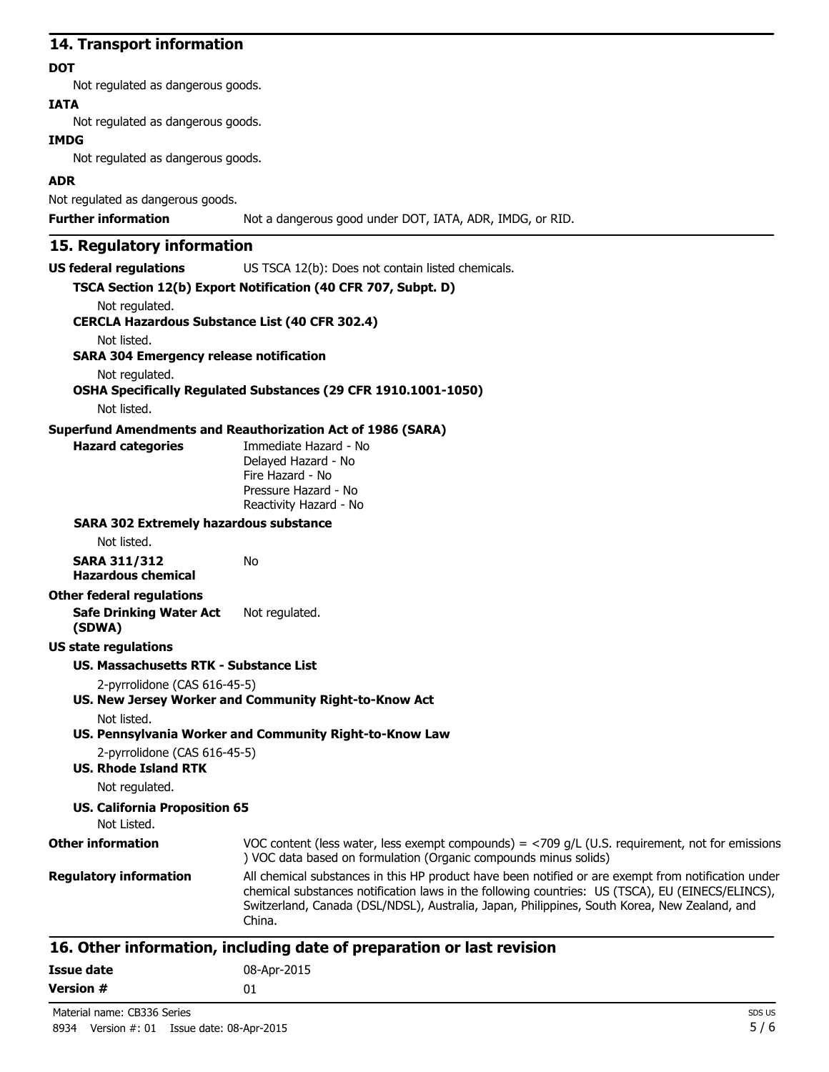## 14. Transport information

**DOT**

Not regulated as dangerous goods.

**IATA**

Not regulated as dangerous goods.

**IMDG**

Not regulated as dangerous goods.

**ADR**

Not regulated as dangerous goods.

**Further information** Not a dangerous good under DOT, IATA, ADR, IMDG, or RID.

## 15. Regulatory information

**US federal regulations** US TSCA 12(b): Does not contain listed chemicals.

**TSCA Section 12(b) Export Notification (40 CFR 707, Subpt. D)**

Not regulated.

**CERCLA Hazardous Substance List (40 CFR 302.4)**

Not listed.

**SARA 304 Emergency release notification**

Not regulated.

**OSHA Specifically Regulated Substances (29 CFR 1910.1001-1050)**

Not listed.

**Superfund Amendments and Reauthorization Act of 1986 (SARA)**

**Hazard categories**
Immediate Hazard - No
Delayed Hazard - No
Fire Hazard - No
Pressure Hazard - No
Reactivity Hazard - No

**SARA 302 Extremely hazardous substance**

Not listed.

**SARA 311/312 Hazardous chemical** No

**Other federal regulations**

**Safe Drinking Water Act (SDWA)** Not regulated.

**US state regulations**

**US. Massachusetts RTK - Substance List**

2-pyrrolidone (CAS 616-45-5)

**US. New Jersey Worker and Community Right-to-Know Act**

Not listed.

**US. Pennsylvania Worker and Community Right-to-Know Law**

2-pyrrolidone (CAS 616-45-5)

**US. Rhode Island RTK**

Not regulated.

**US. California Proposition 65**

Not Listed.

**Other information** VOC content (less water, less exempt compounds) = <709 g/L (U.S. requirement, not for emissions ) VOC data based on formulation (Organic compounds minus solids)

**Regulatory information** All chemical substances in this HP product have been notified or are exempt from notification under chemical substances notification laws in the following countries: US (TSCA), EU (EINECS/ELINCS), Switzerland, Canada (DSL/NDSL), Australia, Japan, Philippines, South Korea, New Zealand, and China.

## 16. Other information, including date of preparation or last revision

**Issue date** 08-Apr-2015

**Version #** 01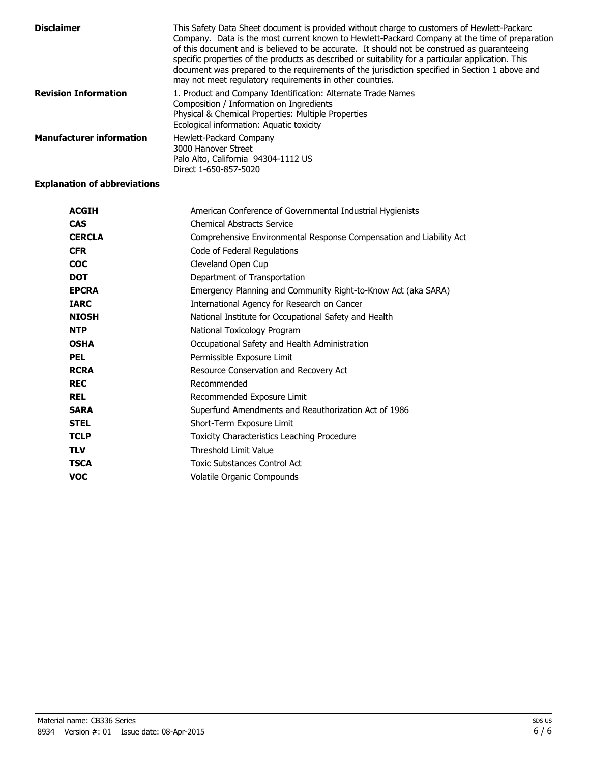**Disclaimer**

This Safety Data Sheet document is provided without charge to customers of Hewlett-Packard Company. Data is the most current known to Hewlett-Packard Company at the time of preparation of this document and is believed to be accurate. It should not be construed as guaranteeing specific properties of the products as described or suitability for a particular application. This document was prepared to the requirements of the jurisdiction specified in Section 1 above and may not meet regulatory requirements in other countries.

**Revision Information**

1. Product and Company Identification: Alternate Trade Names
Composition / Information on Ingredients
Physical & Chemical Properties: Multiple Properties
Ecological information: Aquatic toxicity

**Manufacturer information**

Hewlett-Packard Company
3000 Hanover Street
Palo Alto, California 94304-1112 US
Direct 1-650-857-5020

**Explanation of abbreviations**

| | |
|---|---|
| **ACGIH** | American Conference of Governmental Industrial Hygienists |
| **CAS** | Chemical Abstracts Service |
| **CERCLA** | Comprehensive Environmental Response Compensation and Liability Act |
| **CFR** | Code of Federal Regulations |
| **COC** | Cleveland Open Cup |
| **DOT** | Department of Transportation |
| **EPCRA** | Emergency Planning and Community Right-to-Know Act (aka SARA) |
| **IARC** | International Agency for Research on Cancer |
| **NIOSH** | National Institute for Occupational Safety and Health |
| **NTP** | National Toxicology Program |
| **OSHA** | Occupational Safety and Health Administration |
| **PEL** | Permissible Exposure Limit |
| **RCRA** | Resource Conservation and Recovery Act |
| **REC** | Recommended |
| **REL** | Recommended Exposure Limit |
| **SARA** | Superfund Amendments and Reauthorization Act of 1986 |
| **STEL** | Short-Term Exposure Limit |
| **TCLP** | Toxicity Characteristics Leaching Procedure |
| **TLV** | Threshold Limit Value |
| **TSCA** | Toxic Substances Control Act |
| **VOC** | Volatile Organic Compounds |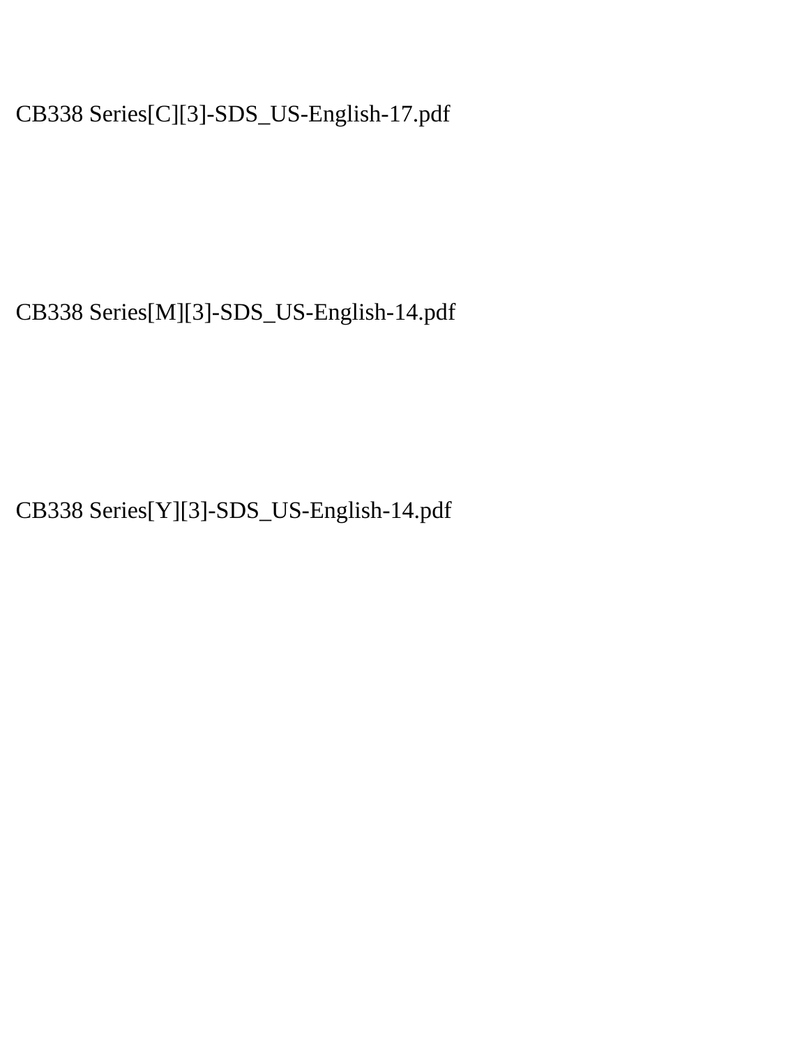CB338 Series[C][3]-SDS_US-English-17.pdf

CB338 Series[M][3]-SDS_US-English-14.pdf

CB338 Series[Y][3]-SDS_US-English-14.pdf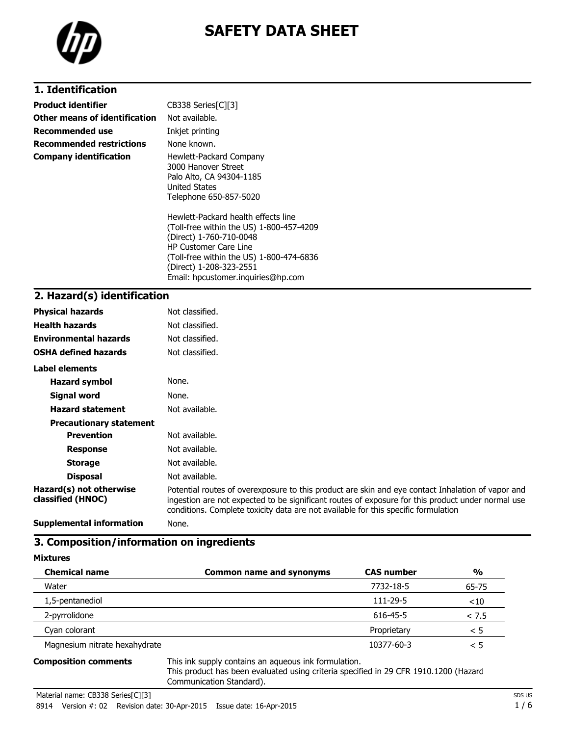# SAFETY DATA SHEET

## 1. Identification

| | |
|---|---|
| **Product identifier** | CB338 Series[C][3] |
| **Other means of identification** | Not available. |
| **Recommended use** | Inkjet printing |
| **Recommended restrictions** | None known. |
| **Company identification** | Hewlett-Packard Company<br>3000 Hanover Street<br>Palo Alto, CA 94304-1185<br>United States<br>Telephone 650-857-5020<br><br>Hewlett-Packard health effects line<br>(Toll-free within the US) 1-800-457-4209<br>(Direct) 1-760-710-0048<br>HP Customer Care Line<br>(Toll-free within the US) 1-800-474-6836<br>(Direct) 1-208-323-2551<br>Email: hpcustomer.inquiries@hp.com |

## 2. Hazard(s) identification

| | |
|---|---|
| **Physical hazards** | Not classified. |
| **Health hazards** | Not classified. |
| **Environmental hazards** | Not classified. |
| **OSHA defined hazards** | Not classified. |

**Label elements**

| | |
|---|---|
| **Hazard symbol** | None. |
| **Signal word** | None. |
| **Hazard statement** | Not available. |

**Precautionary statement**

| | |
|---|---|
| **Prevention** | Not available. |
| **Response** | Not available. |
| **Storage** | Not available. |
| **Disposal** | Not available. |

| | |
|---|---|
| **Hazard(s) not otherwise classified (HNOC)** | Potential routes of overexposure to this product are skin and eye contact Inhalation of vapor and ingestion are not expected to be significant routes of exposure for this product under normal use conditions. Complete toxicity data are not available for this specific formulation |
| **Supplemental information** | None. |

## 3. Composition/information on ingredients

**Mixtures**

| Chemical name | Common name and synonyms | CAS number | % |
|---|---|---|---|
| Water | | 7732-18-5 | 65-75 |
| 1,5-pentanediol | | 111-29-5 | <10 |
| 2-pyrrolidone | | 616-45-5 | < 7.5 |
| Cyan colorant | | Proprietary | < 5 |
| Magnesium nitrate hexahydrate | | 10377-60-3 | < 5 |

**Composition comments**

This ink supply contains an aqueous ink formulation.
This product has been evaluated using criteria specified in 29 CFR 1910.1200 (Hazard Communication Standard).

Material name: CB338 Series[C][3]

8914 Version #: 02 Revision date: 30-Apr-2015 Issue date: 16-Apr-2015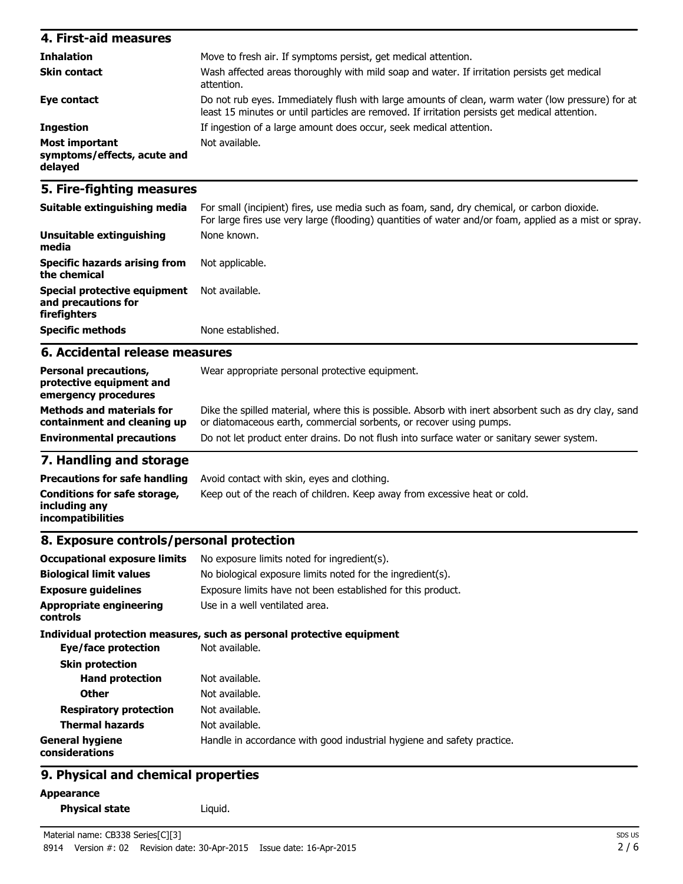## 4. First-aid measures

| | |
|---|---|
| **Inhalation** | Move to fresh air. If symptoms persist, get medical attention. |
| **Skin contact** | Wash affected areas thoroughly with mild soap and water. If irritation persists get medical attention. |
| **Eye contact** | Do not rub eyes. Immediately flush with large amounts of clean, warm water (low pressure) for at least 15 minutes or until particles are removed. If irritation persists get medical attention. |
| **Ingestion** | If ingestion of a large amount does occur, seek medical attention. |
| **Most important symptoms/effects, acute and delayed** | Not available. |

## 5. Fire-fighting measures

| | |
|---|---|
| **Suitable extinguishing media** | For small (incipient) fires, use media such as foam, sand, dry chemical, or carbon dioxide. For large fires use very large (flooding) quantities of water and/or foam, applied as a mist or spray. |
| **Unsuitable extinguishing media** | None known. |
| **Specific hazards arising from the chemical** | Not applicable. |
| **Special protective equipment and precautions for firefighters** | Not available. |
| **Specific methods** | None established. |

## 6. Accidental release measures

| | |
|---|---|
| **Personal precautions, protective equipment and emergency procedures** | Wear appropriate personal protective equipment. |
| **Methods and materials for containment and cleaning up** | Dike the spilled material, where this is possible. Absorb with inert absorbent such as dry clay, sand or diatomaceous earth, commercial sorbents, or recover using pumps. |
| **Environmental precautions** | Do not let product enter drains. Do not flush into surface water or sanitary sewer system. |

## 7. Handling and storage

| | |
|---|---|
| **Precautions for safe handling** | Avoid contact with skin, eyes and clothing. |
| **Conditions for safe storage, including any incompatibilities** | Keep out of the reach of children. Keep away from excessive heat or cold. |

## 8. Exposure controls/personal protection

| | |
|---|---|
| **Occupational exposure limits** | No exposure limits noted for ingredient(s). |
| **Biological limit values** | No biological exposure limits noted for the ingredient(s). |
| **Exposure guidelines** | Exposure limits have not been established for this product. |
| **Appropriate engineering controls** | Use in a well ventilated area. |

**Individual protection measures, such as personal protective equipment**

| | |
|---|---|
| **Eye/face protection** | Not available. |
| **Skin protection** | |
| **Hand protection** | Not available. |
| **Other** | Not available. |
| **Respiratory protection** | Not available. |
| **Thermal hazards** | Not available. |
| **General hygiene considerations** | Handle in accordance with good industrial hygiene and safety practice. |

## 9. Physical and chemical properties

**Appearance**

| | |
|---|---|
| **Physical state** | Liquid. |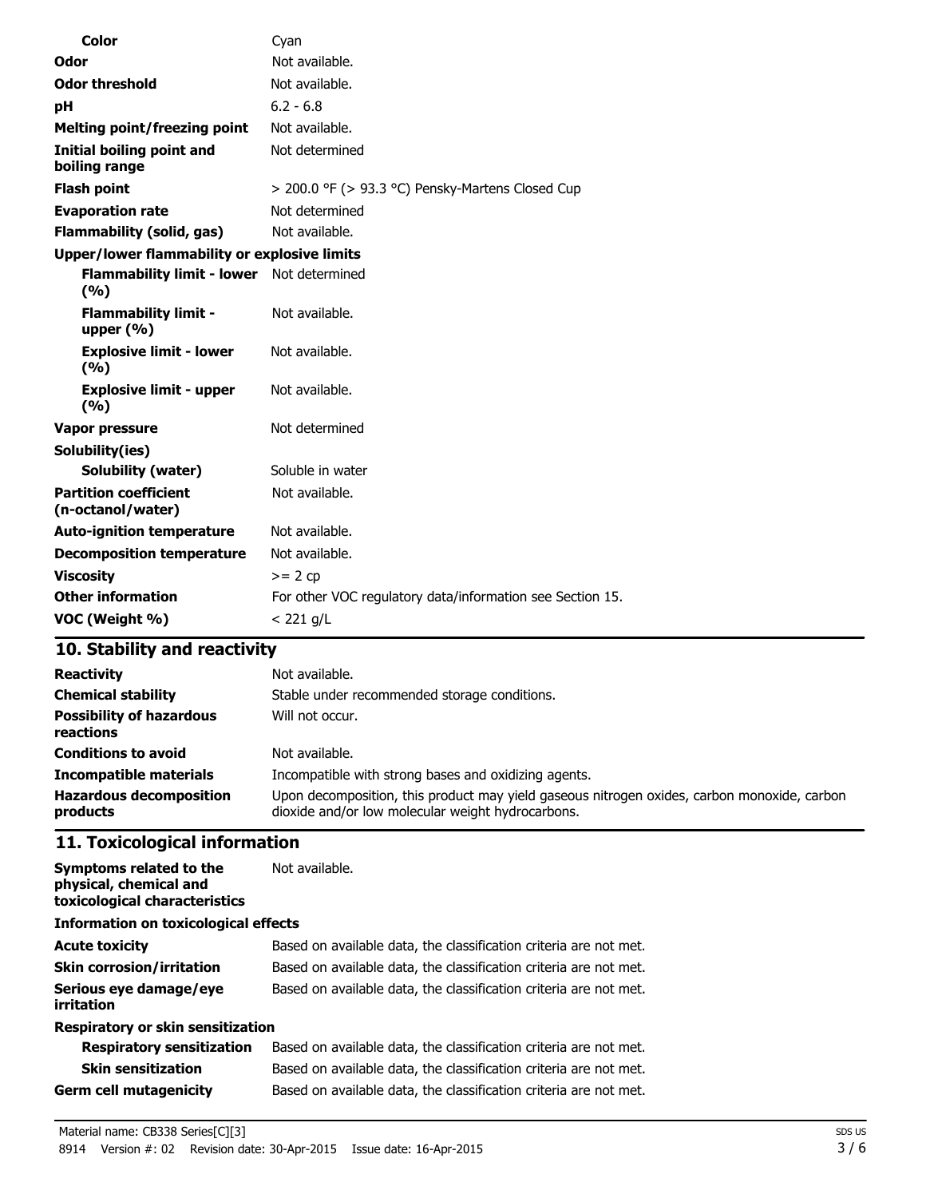| | |
|---|---|
| **Color** | Cyan |
| **Odor** | Not available. |
| **Odor threshold** | Not available. |
| **pH** | 6.2 - 6.8 |
| **Melting point/freezing point** | Not available. |
| **Initial boiling point and boiling range** | Not determined |
| **Flash point** | > 200.0 °F (> 93.3 °C) Pensky-Martens Closed Cup |
| **Evaporation rate** | Not determined |
| **Flammability (solid, gas)** | Not available. |
| **Upper/lower flammability or explosive limits** | |
| **Flammability limit - lower (%)** | Not determined |
| **Flammability limit - upper (%)** | Not available. |
| **Explosive limit - lower (%)** | Not available. |
| **Explosive limit - upper (%)** | Not available. |
| **Vapor pressure** | Not determined |
| **Solubility(ies)** | |
| **Solubility (water)** | Soluble in water |
| **Partition coefficient (n-octanol/water)** | Not available. |
| **Auto-ignition temperature** | Not available. |
| **Decomposition temperature** | Not available. |
| **Viscosity** | >= 2 cp |
| **Other information** | For other VOC regulatory data/information see Section 15. |
| **VOC (Weight %)** | < 221 g/L |

## 10. Stability and reactivity

| | |
|---|---|
| **Reactivity** | Not available. |
| **Chemical stability** | Stable under recommended storage conditions. |
| **Possibility of hazardous reactions** | Will not occur. |
| **Conditions to avoid** | Not available. |
| **Incompatible materials** | Incompatible with strong bases and oxidizing agents. |
| **Hazardous decomposition products** | Upon decomposition, this product may yield gaseous nitrogen oxides, carbon monoxide, carbon dioxide and/or low molecular weight hydrocarbons. |

## 11. Toxicological information

| | |
|---|---|
| **Symptoms related to the physical, chemical and toxicological characteristics** | Not available. |
| **Information on toxicological effects** | |
| **Acute toxicity** | Based on available data, the classification criteria are not met. |
| **Skin corrosion/irritation** | Based on available data, the classification criteria are not met. |
| **Serious eye damage/eye irritation** | Based on available data, the classification criteria are not met. |
| **Respiratory or skin sensitization** | |
| **Respiratory sensitization** | Based on available data, the classification criteria are not met. |
| **Skin sensitization** | Based on available data, the classification criteria are not met. |
| **Germ cell mutagenicity** | Based on available data, the classification criteria are not met. |

Material name: CB338 Series[C][3]
8914 Version #: 02 Revision date: 30-Apr-2015 Issue date: 16-Apr-2015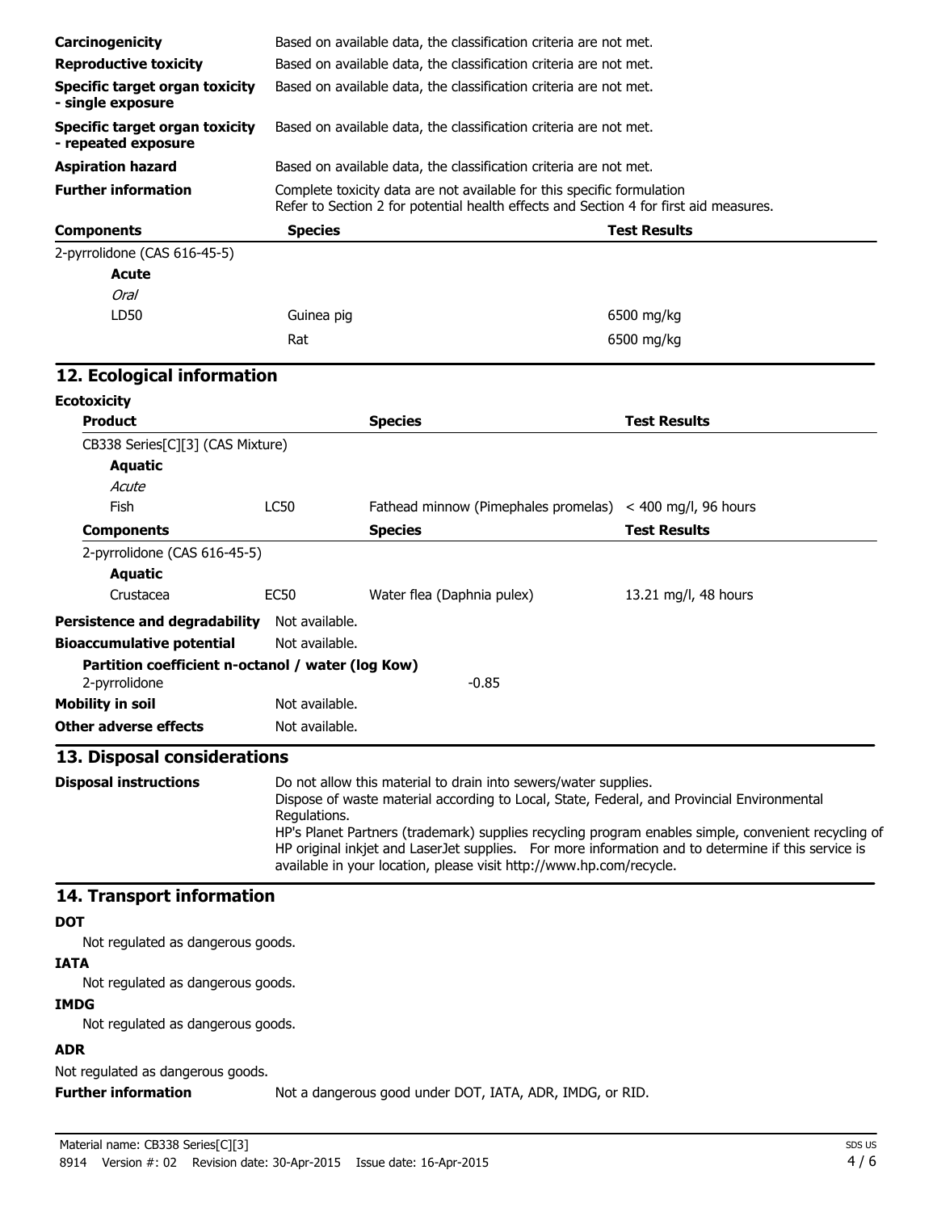| | |
|---|---|
| **Carcinogenicity** | Based on available data, the classification criteria are not met. |
| **Reproductive toxicity** | Based on available data, the classification criteria are not met. |
| **Specific target organ toxicity - single exposure** | Based on available data, the classification criteria are not met. |
| **Specific target organ toxicity - repeated exposure** | Based on available data, the classification criteria are not met. |
| **Aspiration hazard** | Based on available data, the classification criteria are not met. |
| **Further information** | Complete toxicity data are not available for this specific formulation<br>Refer to Section 2 for potential health effects and Section 4 for first aid measures. |

| Components | Species | Test Results |
|---|---|---|
| 2-pyrrolidone (CAS 616-45-5) | | |
| **Acute** | | |
| *Oral* | | |
| LD50 | Guinea pig | 6500 mg/kg |
| | Rat | 6500 mg/kg |

## 12. Ecological information

**Ecotoxicity**

| Product | | Species | Test Results |
|---|---|---|---|
| CB338 Series[C][3] (CAS Mixture) | | | |
| **Aquatic** | | | |
| *Acute* | | | |
| Fish | LC50 | Fathead minnow (Pimephales promelas) | < 400 mg/l, 96 hours |
| **Components** | | **Species** | **Test Results** |
| 2-pyrrolidone (CAS 616-45-5) | | | |
| **Aquatic** | | | |
| Crustacea | EC50 | Water flea (Daphnia pulex) | 13.21 mg/l, 48 hours |

**Persistence and degradability** Not available.

**Bioaccumulative potential** Not available.

**Partition coefficient n-octanol / water (log Kow)**
2-pyrrolidone -0.85

**Mobility in soil** Not available.

**Other adverse effects** Not available.

## 13. Disposal considerations

**Disposal instructions** Do not allow this material to drain into sewers/water supplies.
Dispose of waste material according to Local, State, Federal, and Provincial Environmental Regulations.
HP's Planet Partners (trademark) supplies recycling program enables simple, convenient recycling of HP original inkjet and LaserJet supplies. For more information and to determine if this service is available in your location, please visit http://www.hp.com/recycle.

## 14. Transport information

**DOT**

Not regulated as dangerous goods.

**IATA**

Not regulated as dangerous goods.

**IMDG**

Not regulated as dangerous goods.

**ADR**

Not regulated as dangerous goods.

**Further information** Not a dangerous good under DOT, IATA, ADR, IMDG, or RID.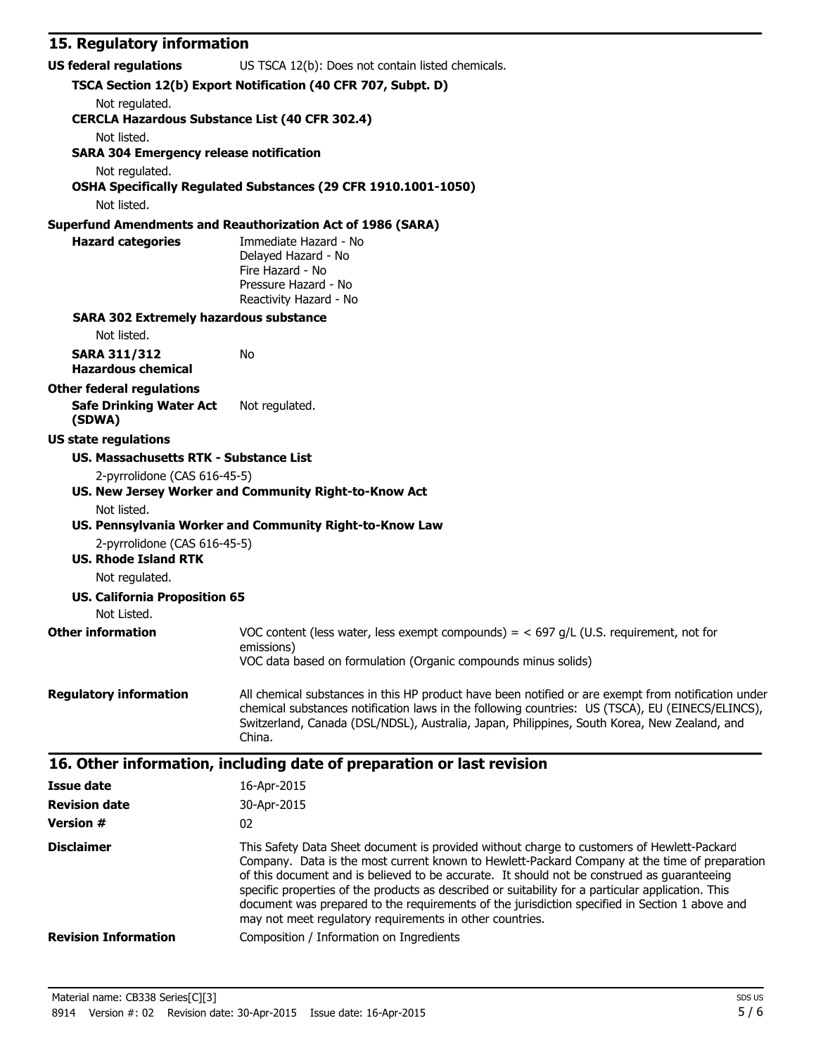## 15. Regulatory information

**US federal regulations** US TSCA 12(b): Does not contain listed chemicals.

**TSCA Section 12(b) Export Notification (40 CFR 707, Subpt. D)**

Not regulated.

**CERCLA Hazardous Substance List (40 CFR 302.4)**

Not listed.

**SARA 304 Emergency release notification**

Not regulated.

**OSHA Specifically Regulated Substances (29 CFR 1910.1001-1050)**

Not listed.

**Superfund Amendments and Reauthorization Act of 1986 (SARA)**

**Hazard categories**

Immediate Hazard - No
Delayed Hazard - No
Fire Hazard - No
Pressure Hazard - No
Reactivity Hazard - No

**SARA 302 Extremely hazardous substance**

Not listed.

**SARA 311/312 Hazardous chemical** No

**Other federal regulations**

**Safe Drinking Water Act (SDWA)** Not regulated.

**US state regulations**

**US. Massachusetts RTK - Substance List**

2-pyrrolidone (CAS 616-45-5)

**US. New Jersey Worker and Community Right-to-Know Act**

Not listed.

**US. Pennsylvania Worker and Community Right-to-Know Law**

2-pyrrolidone (CAS 616-45-5)

**US. Rhode Island RTK**

Not regulated.

**US. California Proposition 65**

Not Listed.

**Other information**

VOC content (less water, less exempt compounds) = < 697 g/L (U.S. requirement, not for emissions)
VOC data based on formulation (Organic compounds minus solids)

**Regulatory information**

All chemical substances in this HP product have been notified or are exempt from notification under chemical substances notification laws in the following countries: US (TSCA), EU (EINECS/ELINCS), Switzerland, Canada (DSL/NDSL), Australia, Japan, Philippines, South Korea, New Zealand, and China.

## 16. Other information, including date of preparation or last revision

**Issue date** 16-Apr-2015

**Revision date** 30-Apr-2015

**Version #** 02

**Disclaimer**

This Safety Data Sheet document is provided without charge to customers of Hewlett-Packard Company. Data is the most current known to Hewlett-Packard Company at the time of preparation of this document and is believed to be accurate. It should not be construed as guaranteeing specific properties of the products as described or suitability for a particular application. This document was prepared to the requirements of the jurisdiction specified in Section 1 above and may not meet regulatory requirements in other countries.

**Revision Information** Composition / Information on Ingredients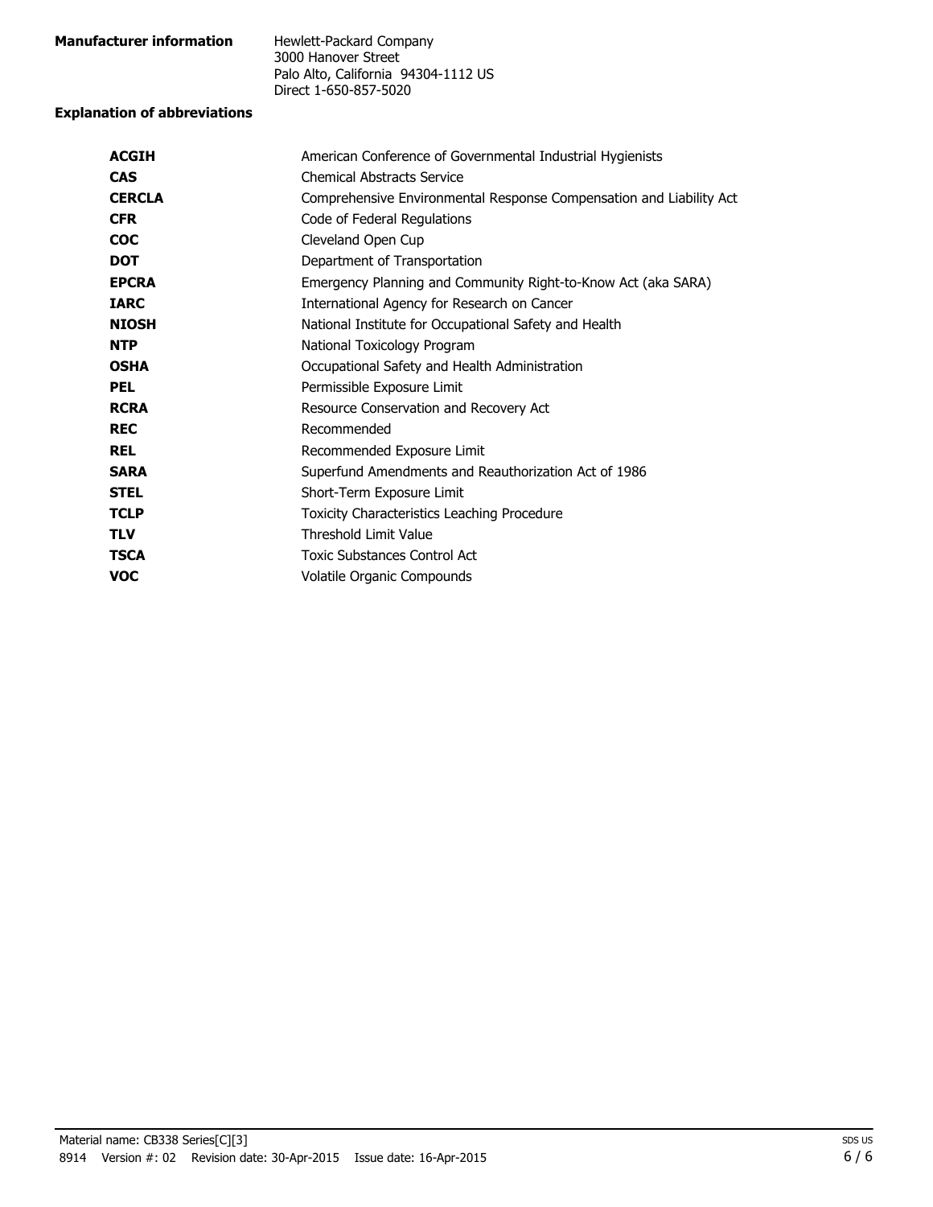**Manufacturer information**

Hewlett-Packard Company
3000 Hanover Street
Palo Alto, California 94304-1112 US
Direct 1-650-857-5020

**Explanation of abbreviations**

| | |
|---|---|
| **ACGIH** | American Conference of Governmental Industrial Hygienists |
| **CAS** | Chemical Abstracts Service |
| **CERCLA** | Comprehensive Environmental Response Compensation and Liability Act |
| **CFR** | Code of Federal Regulations |
| **COC** | Cleveland Open Cup |
| **DOT** | Department of Transportation |
| **EPCRA** | Emergency Planning and Community Right-to-Know Act (aka SARA) |
| **IARC** | International Agency for Research on Cancer |
| **NIOSH** | National Institute for Occupational Safety and Health |
| **NTP** | National Toxicology Program |
| **OSHA** | Occupational Safety and Health Administration |
| **PEL** | Permissible Exposure Limit |
| **RCRA** | Resource Conservation and Recovery Act |
| **REC** | Recommended |
| **REL** | Recommended Exposure Limit |
| **SARA** | Superfund Amendments and Reauthorization Act of 1986 |
| **STEL** | Short-Term Exposure Limit |
| **TCLP** | Toxicity Characteristics Leaching Procedure |
| **TLV** | Threshold Limit Value |
| **TSCA** | Toxic Substances Control Act |
| **VOC** | Volatile Organic Compounds |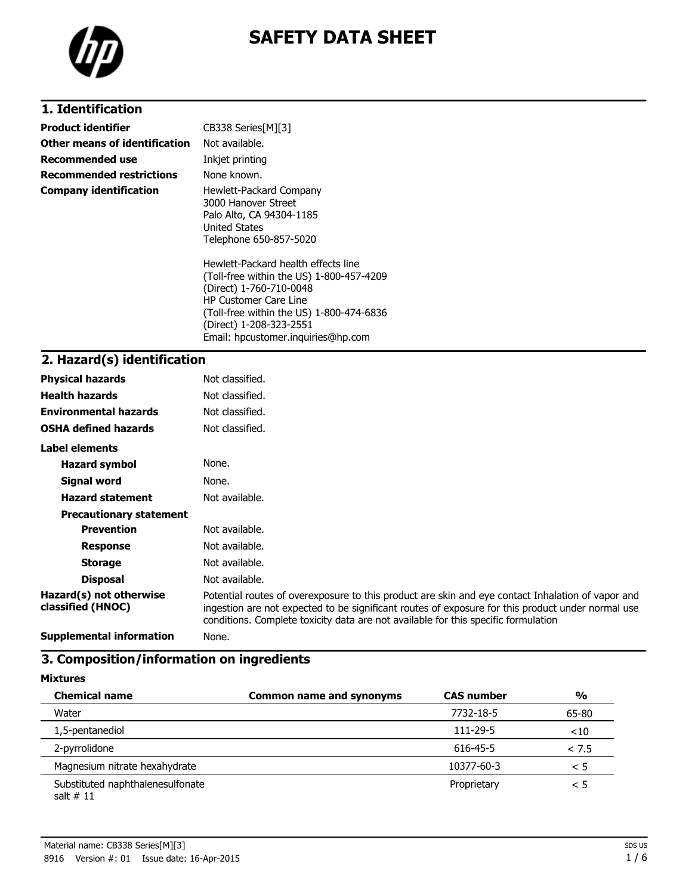# SAFETY DATA SHEET

## 1. Identification

| | |
|---|---|
| **Product identifier** | CB338 Series[M][3] |
| **Other means of identification** | Not available. |
| **Recommended use** | Inkjet printing |
| **Recommended restrictions** | None known. |
| **Company identification** | Hewlett-Packard Company<br>3000 Hanover Street<br>Palo Alto, CA 94304-1185<br>United States<br>Telephone 650-857-5020<br><br>Hewlett-Packard health effects line<br>(Toll-free within the US) 1-800-457-4209<br>(Direct) 1-760-710-0048<br>HP Customer Care Line<br>(Toll-free within the US) 1-800-474-6836<br>(Direct) 1-208-323-2551<br>Email: hpcustomer.inquiries@hp.com |

## 2. Hazard(s) identification

| | |
|---|---|
| **Physical hazards** | Not classified. |
| **Health hazards** | Not classified. |
| **Environmental hazards** | Not classified. |
| **OSHA defined hazards** | Not classified. |

**Label elements**

| | |
|---|---|
| **Hazard symbol** | None. |
| **Signal word** | None. |
| **Hazard statement** | Not available. |

**Precautionary statement**

| | |
|---|---|
| **Prevention** | Not available. |
| **Response** | Not available. |
| **Storage** | Not available. |
| **Disposal** | Not available. |
| **Hazard(s) not otherwise classified (HNOC)** | Potential routes of overexposure to this product are skin and eye contact Inhalation of vapor and ingestion are not expected to be significant routes of exposure for this product under normal use conditions. Complete toxicity data are not available for this specific formulation |
| **Supplemental information** | None. |

## 3. Composition/information on ingredients

**Mixtures**

| Chemical name | Common name and synonyms | CAS number | % |
|---|---|---|---|
| Water | | 7732-18-5 | 65-80 |
| 1,5-pentanediol | | 111-29-5 | <10 |
| 2-pyrrolidone | | 616-45-5 | < 7.5 |
| Magnesium nitrate hexahydrate | | 10377-60-3 | < 5 |
| Substituted naphthalenesulfonate salt # 11 | | Proprietary | < 5 |

Material name: CB338 Series[M][3]

8916 Version #: 01 Issue date: 16-Apr-2015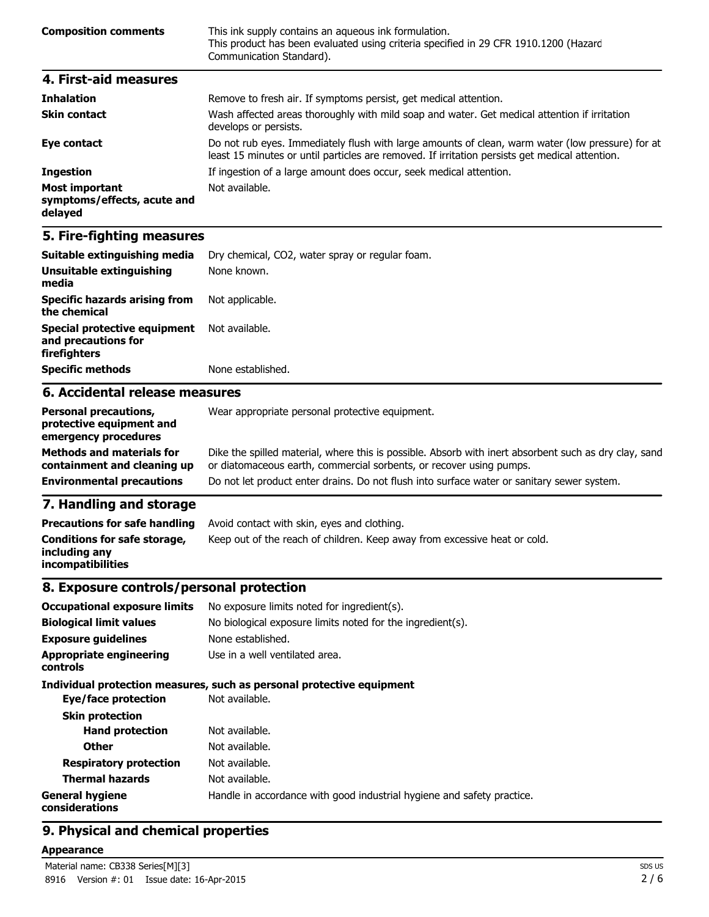| | |
|---|---|
| **Composition comments** | This ink supply contains an aqueous ink formulation. This product has been evaluated using criteria specified in 29 CFR 1910.1200 (Hazard Communication Standard). |

## 4. First-aid measures

| | |
|---|---|
| **Inhalation** | Remove to fresh air. If symptoms persist, get medical attention. |
| **Skin contact** | Wash affected areas thoroughly with mild soap and water. Get medical attention if irritation develops or persists. |
| **Eye contact** | Do not rub eyes. Immediately flush with large amounts of clean, warm water (low pressure) for at least 15 minutes or until particles are removed. If irritation persists get medical attention. |
| **Ingestion** | If ingestion of a large amount does occur, seek medical attention. |
| **Most important symptoms/effects, acute and delayed** | Not available. |

## 5. Fire-fighting measures

| | |
|---|---|
| **Suitable extinguishing media** | Dry chemical, $CO_2$, water spray or regular foam. |
| **Unsuitable extinguishing media** | None known. |
| **Specific hazards arising from the chemical** | Not applicable. |
| **Special protective equipment and precautions for firefighters** | Not available. |
| **Specific methods** | None established. |

## 6. Accidental release measures

| | |
|---|---|
| **Personal precautions, protective equipment and emergency procedures** | Wear appropriate personal protective equipment. |
| **Methods and materials for containment and cleaning up** | Dike the spilled material, where this is possible. Absorb with inert absorbent such as dry clay, sand or diatomaceous earth, commercial sorbents, or recover using pumps. |
| **Environmental precautions** | Do not let product enter drains. Do not flush into surface water or sanitary sewer system. |

## 7. Handling and storage

| | |
|---|---|
| **Precautions for safe handling** | Avoid contact with skin, eyes and clothing. |
| **Conditions for safe storage, including any incompatibilities** | Keep out of the reach of children. Keep away from excessive heat or cold. |

## 8. Exposure controls/personal protection

| | |
|---|---|
| **Occupational exposure limits** | No exposure limits noted for ingredient(s). |
| **Biological limit values** | No biological exposure limits noted for the ingredient(s). |
| **Exposure guidelines** | None established. |
| **Appropriate engineering controls** | Use in a well ventilated area. |

**Individual protection measures, such as personal protective equipment**

| | |
|---|---|
| **Eye/face protection** | Not available. |
| **Skin protection** | |
| **Hand protection** | Not available. |
| **Other** | Not available. |
| **Respiratory protection** | Not available. |
| **Thermal hazards** | Not available. |
| **General hygiene considerations** | Handle in accordance with good industrial hygiene and safety practice. |

## 9. Physical and chemical properties

**Appearance**

Material name: CB338 Series[M][3]

8916 Version #: 01 Issue date: 16-Apr-2015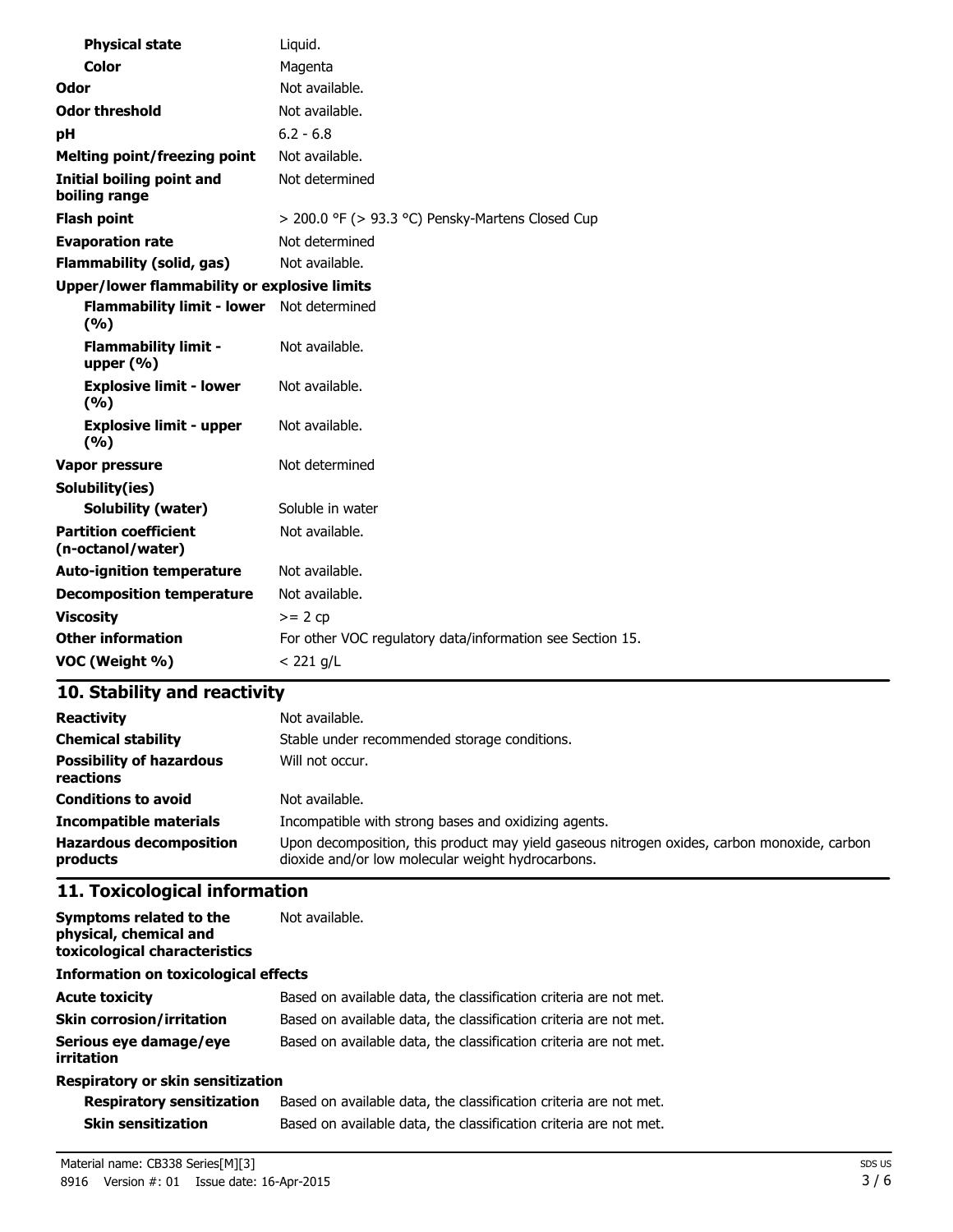| | |
|---|---|
| **Physical state** | Liquid. |
| **Color** | Magenta |
| **Odor** | Not available. |
| **Odor threshold** | Not available. |
| **pH** | 6.2 - 6.8 |
| **Melting point/freezing point** | Not available. |
| **Initial boiling point and boiling range** | Not determined |
| **Flash point** | > 200.0 °F (> 93.3 °C) Pensky-Martens Closed Cup |
| **Evaporation rate** | Not determined |
| **Flammability (solid, gas)** | Not available. |
| **Upper/lower flammability or explosive limits** | |
| **Flammability limit - lower (%)** | Not determined |
| **Flammability limit - upper (%)** | Not available. |
| **Explosive limit - lower (%)** | Not available. |
| **Explosive limit - upper (%)** | Not available. |
| **Vapor pressure** | Not determined |
| **Solubility(ies)** | |
| **Solubility (water)** | Soluble in water |
| **Partition coefficient (n-octanol/water)** | Not available. |
| **Auto-ignition temperature** | Not available. |
| **Decomposition temperature** | Not available. |
| **Viscosity** | >= 2 cp |
| **Other information** | For other VOC regulatory data/information see Section 15. |
| **VOC (Weight %)** | < 221 g/L |

## 10. Stability and reactivity

| | |
|---|---|
| **Reactivity** | Not available. |
| **Chemical stability** | Stable under recommended storage conditions. |
| **Possibility of hazardous reactions** | Will not occur. |
| **Conditions to avoid** | Not available. |
| **Incompatible materials** | Incompatible with strong bases and oxidizing agents. |
| **Hazardous decomposition products** | Upon decomposition, this product may yield gaseous nitrogen oxides, carbon monoxide, carbon dioxide and/or low molecular weight hydrocarbons. |

## 11. Toxicological information

| | |
|---|---|
| **Symptoms related to the physical, chemical and toxicological characteristics** | Not available. |
| **Information on toxicological effects** | |
| **Acute toxicity** | Based on available data, the classification criteria are not met. |
| **Skin corrosion/irritation** | Based on available data, the classification criteria are not met. |
| **Serious eye damage/eye irritation** | Based on available data, the classification criteria are not met. |
| **Respiratory or skin sensitization** | |
| **Respiratory sensitization** | Based on available data, the classification criteria are not met. |
| **Skin sensitization** | Based on available data, the classification criteria are not met. |

Material name: CB338 Series[M][3]

8916 Version #: 01 Issue date: 16-Apr-2015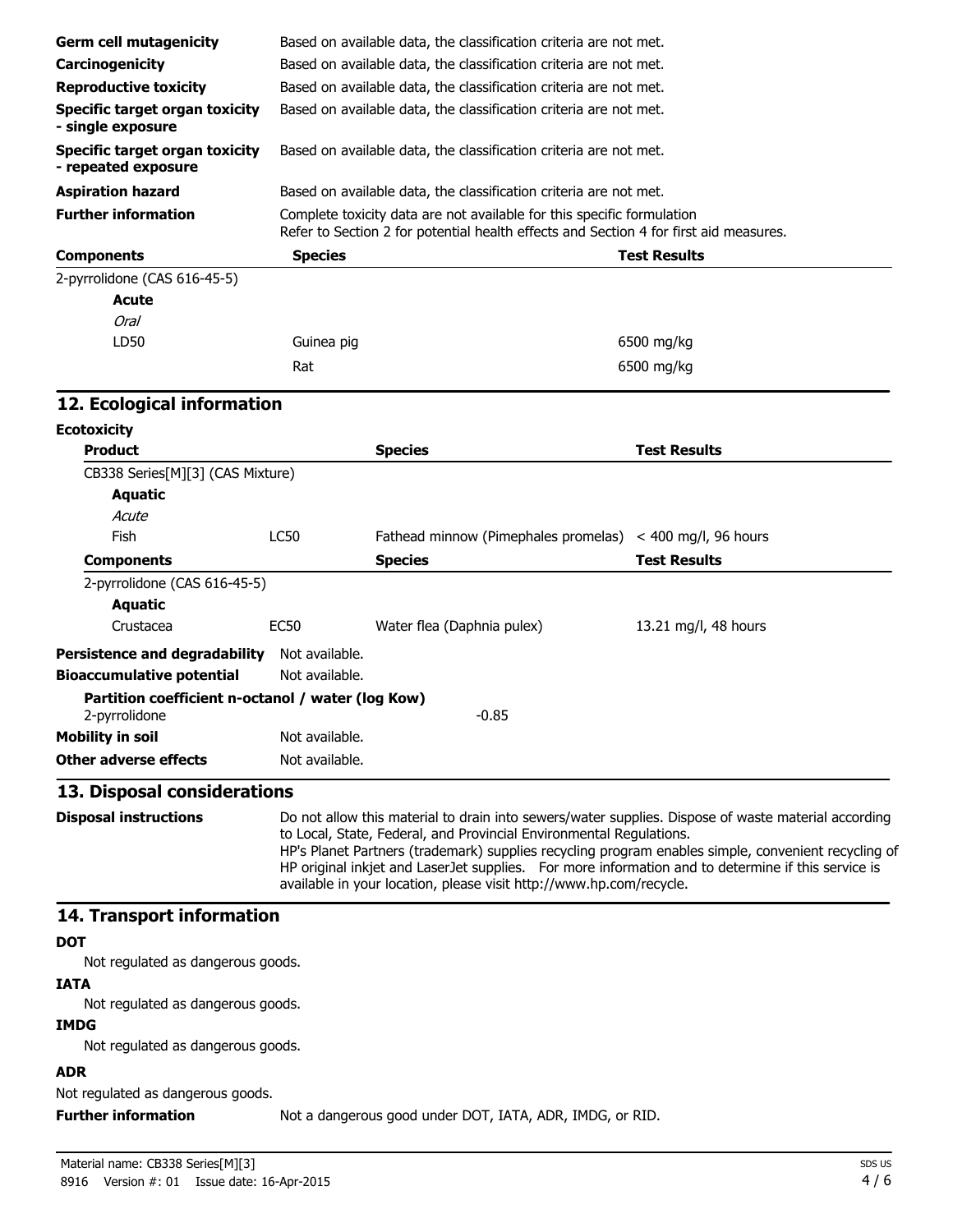| | |
|---|---|
| **Germ cell mutagenicity** | Based on available data, the classification criteria are not met. |
| **Carcinogenicity** | Based on available data, the classification criteria are not met. |
| **Reproductive toxicity** | Based on available data, the classification criteria are not met. |
| **Specific target organ toxicity - single exposure** | Based on available data, the classification criteria are not met. |
| **Specific target organ toxicity - repeated exposure** | Based on available data, the classification criteria are not met. |
| **Aspiration hazard** | Based on available data, the classification criteria are not met. |
| **Further information** | Complete toxicity data are not available for this specific formulation<br>Refer to Section 2 for potential health effects and Section 4 for first aid measures. |

| Components | Species | Test Results |
|---|---|---|
| 2-pyrrolidone (CAS 616-45-5) | | |
| **Acute** | | |
| *Oral* | | |
| LD50 | Guinea pig | 6500 mg/kg |
| | Rat | 6500 mg/kg |

## 12. Ecological information

**Ecotoxicity**

| Product | | Species | Test Results |
|---|---|---|---|
| CB338 Series[M][3] (CAS Mixture) | | | |
| **Aquatic** | | | |
| *Acute* | | | |
| Fish | LC50 | Fathead minnow (Pimephales promelas) | < 400 mg/l, 96 hours |
| **Components** | | **Species** | **Test Results** |
| 2-pyrrolidone (CAS 616-45-5) | | | |
| **Aquatic** | | | |
| Crustacea | EC50 | Water flea (Daphnia pulex) | 13.21 mg/l, 48 hours |

**Persistence and degradability** Not available.

**Bioaccumulative potential** Not available.

**Partition coefficient n-octanol / water (log Kow)**
2-pyrrolidone -0.85

**Mobility in soil** Not available.

**Other adverse effects** Not available.

## 13. Disposal considerations

**Disposal instructions** Do not allow this material to drain into sewers/water supplies. Dispose of waste material according to Local, State, Federal, and Provincial Environmental Regulations.
HP's Planet Partners (trademark) supplies recycling program enables simple, convenient recycling of HP original inkjet and LaserJet supplies. For more information and to determine if this service is available in your location, please visit http://www.hp.com/recycle.

## 14. Transport information

**DOT**

Not regulated as dangerous goods.

**IATA**

Not regulated as dangerous goods.

**IMDG**

Not regulated as dangerous goods.

**ADR**

Not regulated as dangerous goods.

**Further information** Not a dangerous good under DOT, IATA, ADR, IMDG, or RID.

Material name: CB338 Series[M][3]
8916 Version #: 01 Issue date: 16-Apr-2015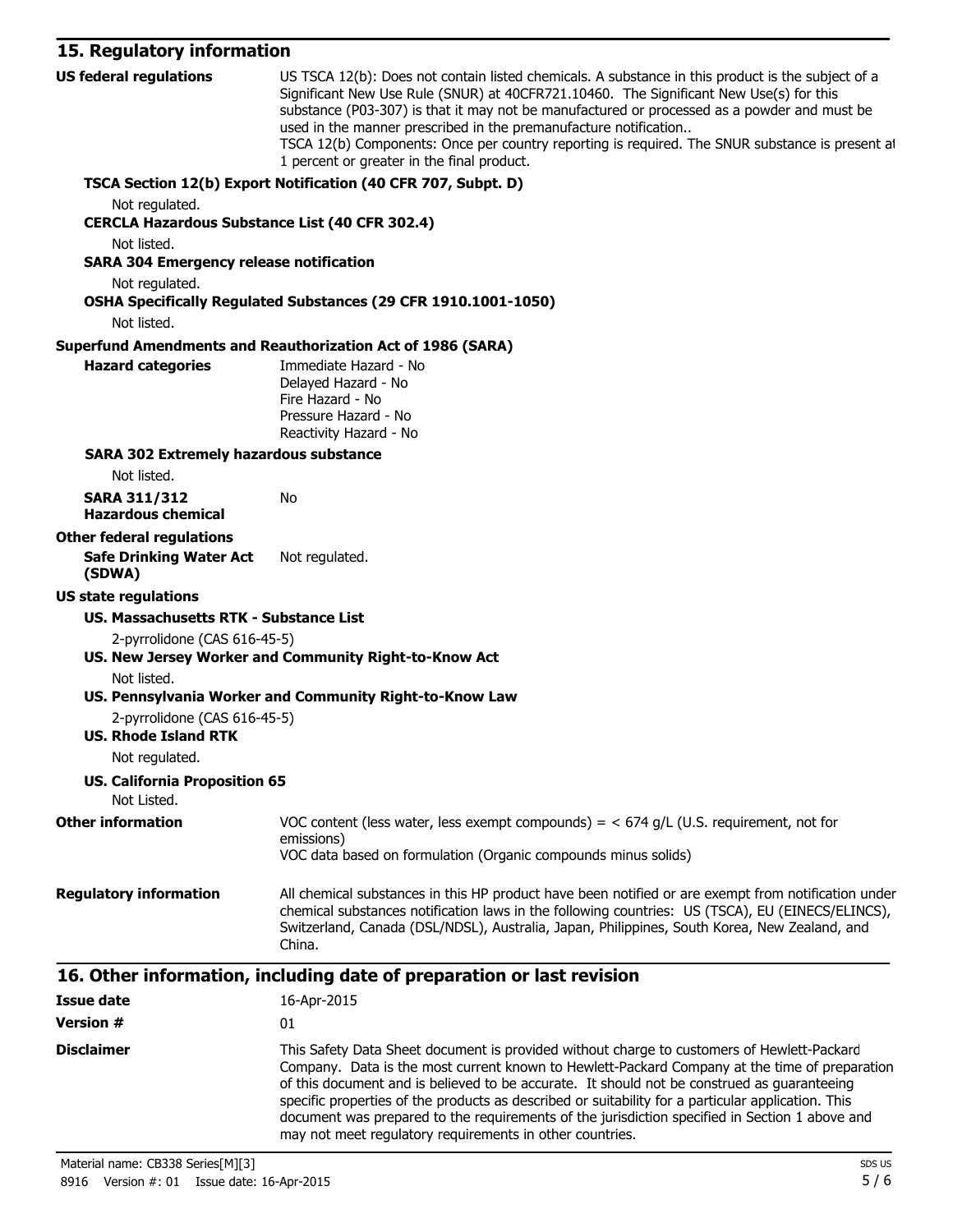## 15. Regulatory information

**US federal regulations**

US TSCA 12(b): Does not contain listed chemicals. A substance in this product is the subject of a Significant New Use Rule (SNUR) at 40CFR721.10460. The Significant New Use(s) for this substance (P03-307) is that it may not be manufactured or processed as a powder and must be used in the manner prescribed in the premanufacture notification..
TSCA 12(b) Components: Once per country reporting is required. The SNUR substance is present at 1 percent or greater in the final product.

**TSCA Section 12(b) Export Notification (40 CFR 707, Subpt. D)**

Not regulated.

**CERCLA Hazardous Substance List (40 CFR 302.4)**

Not listed.

**SARA 304 Emergency release notification**

Not regulated.

**OSHA Specifically Regulated Substances (29 CFR 1910.1001-1050)**

Not listed.

**Superfund Amendments and Reauthorization Act of 1986 (SARA)**

**Hazard categories**

Immediate Hazard - No
Delayed Hazard - No
Fire Hazard - No
Pressure Hazard - No
Reactivity Hazard - No

**SARA 302 Extremely hazardous substance**

Not listed.

**SARA 311/312 Hazardous chemical** No

**Other federal regulations**

**Safe Drinking Water Act (SDWA)** Not regulated.

**US state regulations**

**US. Massachusetts RTK - Substance List**

2-pyrrolidone (CAS 616-45-5)

**US. New Jersey Worker and Community Right-to-Know Act**

Not listed.

**US. Pennsylvania Worker and Community Right-to-Know Law**

2-pyrrolidone (CAS 616-45-5)

**US. Rhode Island RTK**

Not regulated.

**US. California Proposition 65**

Not Listed.

**Other information**

VOC content (less water, less exempt compounds) = < 674 g/L (U.S. requirement, not for emissions)
VOC data based on formulation (Organic compounds minus solids)

**Regulatory information**

All chemical substances in this HP product have been notified or are exempt from notification under chemical substances notification laws in the following countries: US (TSCA), EU (EINECS/ELINCS), Switzerland, Canada (DSL/NDSL), Australia, Japan, Philippines, South Korea, New Zealand, and China.

## 16. Other information, including date of preparation or last revision

**Issue date** 16-Apr-2015

**Version #** 01

**Disclaimer**

This Safety Data Sheet document is provided without charge to customers of Hewlett-Packard Company. Data is the most current known to Hewlett-Packard Company at the time of preparation of this document and is believed to be accurate. It should not be construed as guaranteeing specific properties of the products as described or suitability for a particular application. This document was prepared to the requirements of the jurisdiction specified in Section 1 above and may not meet regulatory requirements in other countries.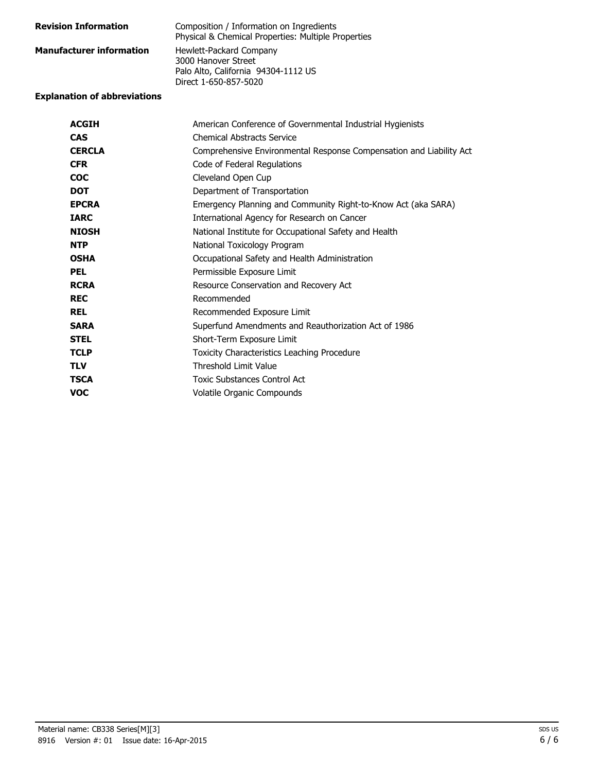**Revision Information** Composition / Information on Ingredients
Physical & Chemical Properties: Multiple Properties

**Manufacturer information** Hewlett-Packard Company
3000 Hanover Street
Palo Alto, California 94304-1112 US
Direct 1-650-857-5020

**Explanation of abbreviations**

| | |
|---|---|
| **ACGIH** | American Conference of Governmental Industrial Hygienists |
| **CAS** | Chemical Abstracts Service |
| **CERCLA** | Comprehensive Environmental Response Compensation and Liability Act |
| **CFR** | Code of Federal Regulations |
| **COC** | Cleveland Open Cup |
| **DOT** | Department of Transportation |
| **EPCRA** | Emergency Planning and Community Right-to-Know Act (aka SARA) |
| **IARC** | International Agency for Research on Cancer |
| **NIOSH** | National Institute for Occupational Safety and Health |
| **NTP** | National Toxicology Program |
| **OSHA** | Occupational Safety and Health Administration |
| **PEL** | Permissible Exposure Limit |
| **RCRA** | Resource Conservation and Recovery Act |
| **REC** | Recommended |
| **REL** | Recommended Exposure Limit |
| **SARA** | Superfund Amendments and Reauthorization Act of 1986 |
| **STEL** | Short-Term Exposure Limit |
| **TCLP** | Toxicity Characteristics Leaching Procedure |
| **TLV** | Threshold Limit Value |
| **TSCA** | Toxic Substances Control Act |
| **VOC** | Volatile Organic Compounds |

Material name: CB338 Series[M][3]
8916 Version #: 01 Issue date: 16-Apr-2015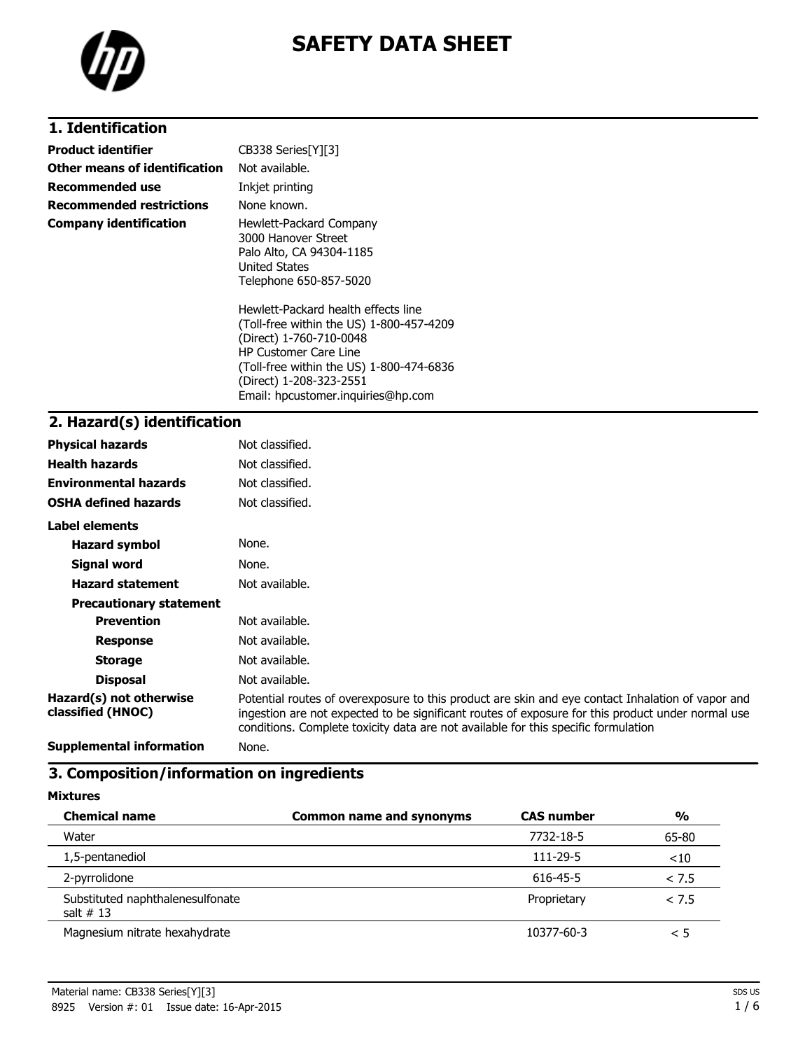# SAFETY DATA SHEET

## 1. Identification

| | |
|---|---|
| **Product identifier** | CB338 Series[Y][3] |
| **Other means of identification** | Not available. |
| **Recommended use** | Inkjet printing |
| **Recommended restrictions** | None known. |
| **Company identification** | Hewlett-Packard Company<br>3000 Hanover Street<br>Palo Alto, CA 94304-1185<br>United States<br>Telephone 650-857-5020<br><br>Hewlett-Packard health effects line<br>(Toll-free within the US) 1-800-457-4209<br>(Direct) 1-760-710-0048<br>HP Customer Care Line<br>(Toll-free within the US) 1-800-474-6836<br>(Direct) 1-208-323-2551<br>Email: hpcustomer.inquiries@hp.com |

## 2. Hazard(s) identification

| | |
|---|---|
| **Physical hazards** | Not classified. |
| **Health hazards** | Not classified. |
| **Environmental hazards** | Not classified. |
| **OSHA defined hazards** | Not classified. |

**Label elements**

| | |
|---|---|
| **Hazard symbol** | None. |
| **Signal word** | None. |
| **Hazard statement** | Not available. |

**Precautionary statement**

| | |
|---|---|
| **Prevention** | Not available. |
| **Response** | Not available. |
| **Storage** | Not available. |
| **Disposal** | Not available. |
| **Hazard(s) not otherwise classified (HNOC)** | Potential routes of overexposure to this product are skin and eye contact Inhalation of vapor and ingestion are not expected to be significant routes of exposure for this product under normal use conditions. Complete toxicity data are not available for this specific formulation |
| **Supplemental information** | None. |

## 3. Composition/information on ingredients

**Mixtures**

| Chemical name | Common name and synonyms | CAS number | % |
|---|---|---|---|
| Water | | 7732-18-5 | 65-80 |
| 1,5-pentanediol | | 111-29-5 | <10 |
| 2-pyrrolidone | | 616-45-5 | < 7.5 |
| Substituted naphthalenesulfonate salt # 13 | | Proprietary | < 7.5 |
| Magnesium nitrate hexahydrate | | 10377-60-3 | < 5 |

Material name: CB338 Series[Y][3]

8925 Version #: 01 Issue date: 16-Apr-2015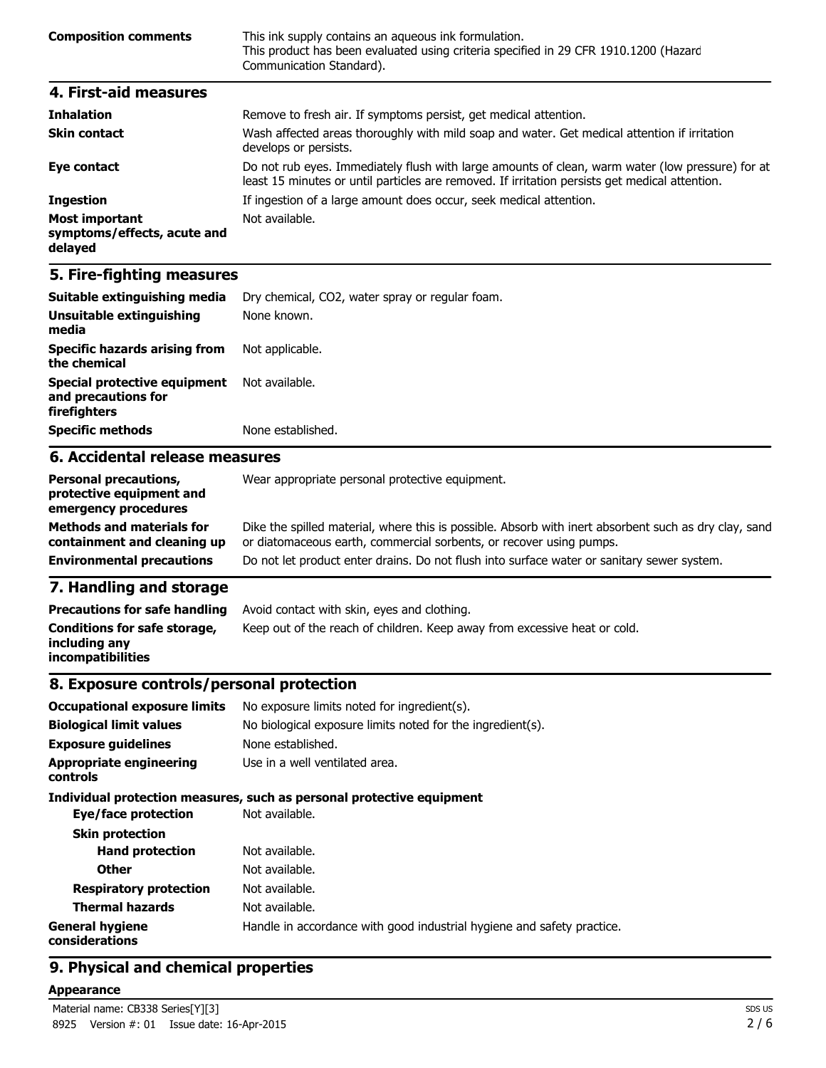| | |
|---|---|
| **Composition comments** | This ink supply contains an aqueous ink formulation. This product has been evaluated using criteria specified in 29 CFR 1910.1200 (Hazard Communication Standard). |

## 4. First-aid measures

| | |
|---|---|
| **Inhalation** | Remove to fresh air. If symptoms persist, get medical attention. |
| **Skin contact** | Wash affected areas thoroughly with mild soap and water. Get medical attention if irritation develops or persists. |
| **Eye contact** | Do not rub eyes. Immediately flush with large amounts of clean, warm water (low pressure) for at least 15 minutes or until particles are removed. If irritation persists get medical attention. |
| **Ingestion** | If ingestion of a large amount does occur, seek medical attention. |
| **Most important symptoms/effects, acute and delayed** | Not available. |

## 5. Fire-fighting measures

| | |
|---|---|
| **Suitable extinguishing media** | Dry chemical, $CO_2$, water spray or regular foam. |
| **Unsuitable extinguishing media** | None known. |
| **Specific hazards arising from the chemical** | Not applicable. |
| **Special protective equipment and precautions for firefighters** | Not available. |
| **Specific methods** | None established. |

## 6. Accidental release measures

| | |
|---|---|
| **Personal precautions, protective equipment and emergency procedures** | Wear appropriate personal protective equipment. |
| **Methods and materials for containment and cleaning up** | Dike the spilled material, where this is possible. Absorb with inert absorbent such as dry clay, sand or diatomaceous earth, commercial sorbents, or recover using pumps. |
| **Environmental precautions** | Do not let product enter drains. Do not flush into surface water or sanitary sewer system. |

## 7. Handling and storage

| | |
|---|---|
| **Precautions for safe handling** | Avoid contact with skin, eyes and clothing. |
| **Conditions for safe storage, including any incompatibilities** | Keep out of the reach of children. Keep away from excessive heat or cold. |

## 8. Exposure controls/personal protection

| | |
|---|---|
| **Occupational exposure limits** | No exposure limits noted for ingredient(s). |
| **Biological limit values** | No biological exposure limits noted for the ingredient(s). |
| **Exposure guidelines** | None established. |
| **Appropriate engineering controls** | Use in a well ventilated area. |

**Individual protection measures, such as personal protective equipment**

| | |
|---|---|
| **Eye/face protection** | Not available. |
| **Skin protection** | |
| **Hand protection** | Not available. |
| **Other** | Not available. |
| **Respiratory protection** | Not available. |
| **Thermal hazards** | Not available. |
| **General hygiene considerations** | Handle in accordance with good industrial hygiene and safety practice. |

## 9. Physical and chemical properties

**Appearance**

Material name: CB338 Series[Y][3]
8925 Version #: 01 Issue date: 16-Apr-2015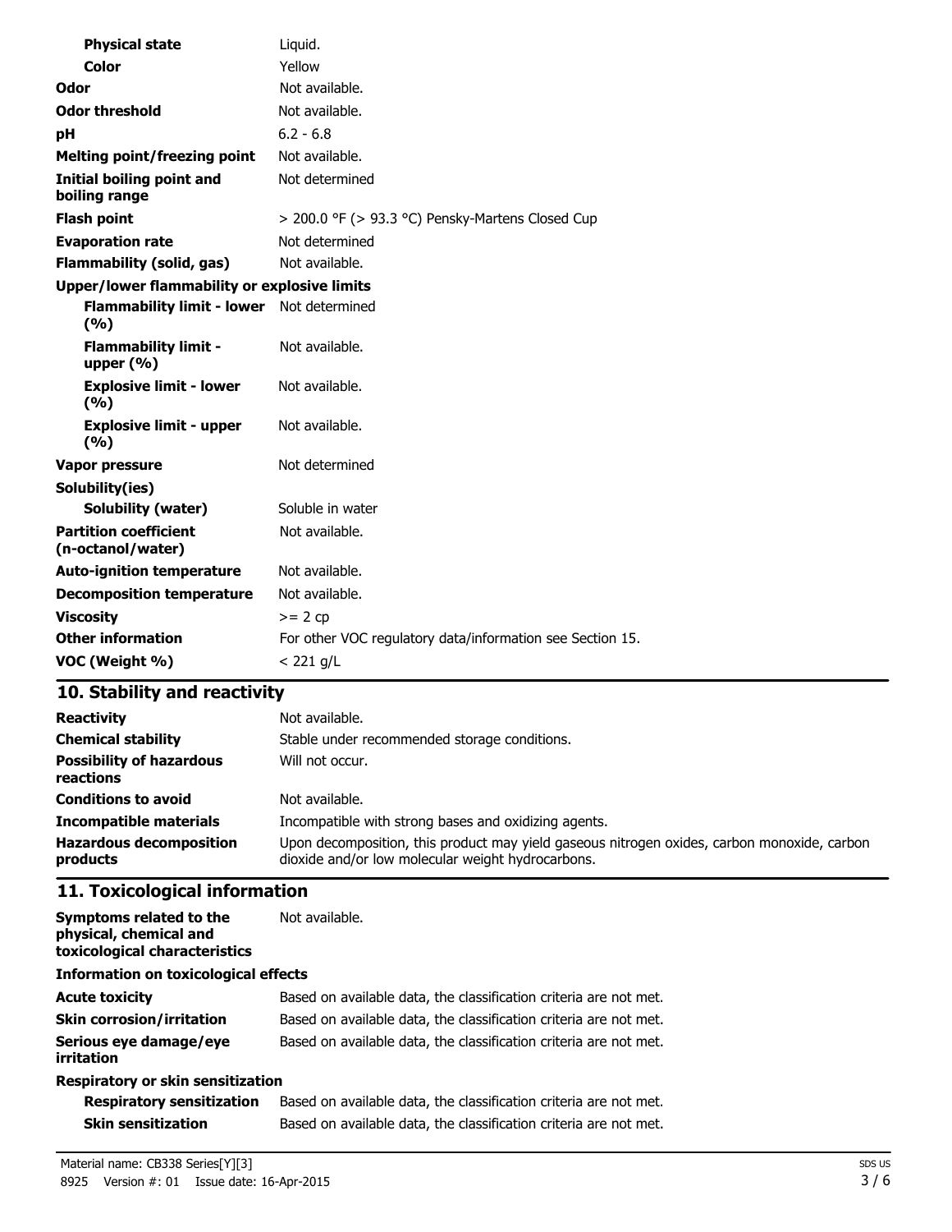| | |
|---|---|
| **Physical state** | Liquid. |
| **Color** | Yellow |
| **Odor** | Not available. |
| **Odor threshold** | Not available. |
| **pH** | 6.2 - 6.8 |
| **Melting point/freezing point** | Not available. |
| **Initial boiling point and boiling range** | Not determined |
| **Flash point** | > 200.0 °F (> 93.3 °C) Pensky-Martens Closed Cup |
| **Evaporation rate** | Not determined |
| **Flammability (solid, gas)** | Not available. |
| **Upper/lower flammability or explosive limits** | |
| **Flammability limit - lower (%)** | Not determined |
| **Flammability limit - upper (%)** | Not available. |
| **Explosive limit - lower (%)** | Not available. |
| **Explosive limit - upper (%)** | Not available. |
| **Vapor pressure** | Not determined |
| **Solubility(ies)** | |
| **Solubility (water)** | Soluble in water |
| **Partition coefficient (n-octanol/water)** | Not available. |
| **Auto-ignition temperature** | Not available. |
| **Decomposition temperature** | Not available. |
| **Viscosity** | >= 2 cp |
| **Other information** | For other VOC regulatory data/information see Section 15. |
| **VOC (Weight %)** | < 221 g/L |

## 10. Stability and reactivity

| | |
|---|---|
| **Reactivity** | Not available. |
| **Chemical stability** | Stable under recommended storage conditions. |
| **Possibility of hazardous reactions** | Will not occur. |
| **Conditions to avoid** | Not available. |
| **Incompatible materials** | Incompatible with strong bases and oxidizing agents. |
| **Hazardous decomposition products** | Upon decomposition, this product may yield gaseous nitrogen oxides, carbon monoxide, carbon dioxide and/or low molecular weight hydrocarbons. |

## 11. Toxicological information

| | |
|---|---|
| **Symptoms related to the physical, chemical and toxicological characteristics** | Not available. |
| **Information on toxicological effects** | |
| **Acute toxicity** | Based on available data, the classification criteria are not met. |
| **Skin corrosion/irritation** | Based on available data, the classification criteria are not met. |
| **Serious eye damage/eye irritation** | Based on available data, the classification criteria are not met. |
| **Respiratory or skin sensitization** | |
| **Respiratory sensitization** | Based on available data, the classification criteria are not met. |
| **Skin sensitization** | Based on available data, the classification criteria are not met. |

Material name: CB338 Series[Y][3]
8925 Version #: 01 Issue date: 16-Apr-2015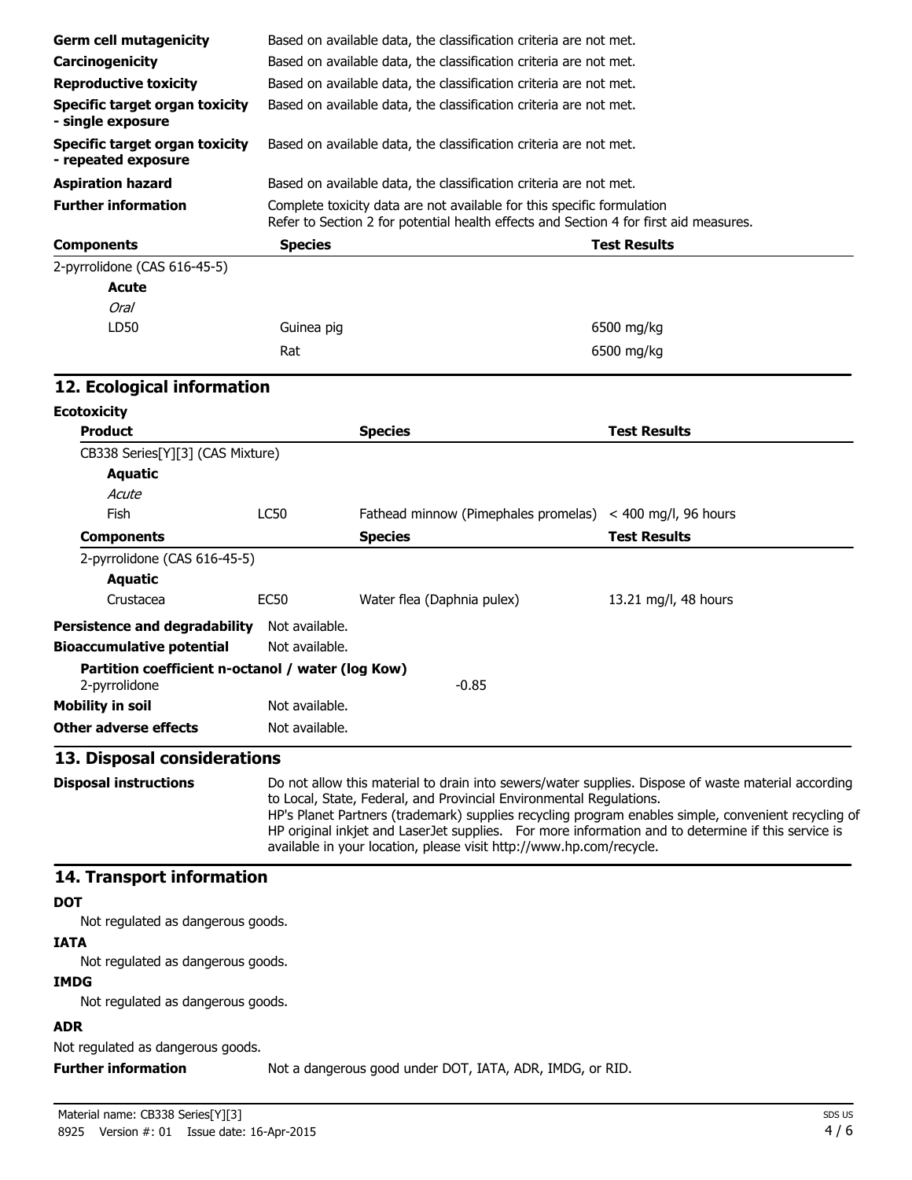| | |
|---|---|
| **Germ cell mutagenicity** | Based on available data, the classification criteria are not met. |
| **Carcinogenicity** | Based on available data, the classification criteria are not met. |
| **Reproductive toxicity** | Based on available data, the classification criteria are not met. |
| **Specific target organ toxicity - single exposure** | Based on available data, the classification criteria are not met. |
| **Specific target organ toxicity - repeated exposure** | Based on available data, the classification criteria are not met. |
| **Aspiration hazard** | Based on available data, the classification criteria are not met. |
| **Further information** | Complete toxicity data are not available for this specific formulation<br>Refer to Section 2 for potential health effects and Section 4 for first aid measures. |

| Components | Species | Test Results |
|---|---|---|
| 2-pyrrolidone (CAS 616-45-5) | | |
| **Acute** | | |
| *Oral* | | |
| LD50 | Guinea pig | 6500 mg/kg |
| | Rat | 6500 mg/kg |

## 12. Ecological information

**Ecotoxicity**

| Product | | Species | Test Results |
|---|---|---|---|
| CB338 Series[Y][3] (CAS Mixture) | | | |
| **Aquatic** | | | |
| *Acute* | | | |
| Fish | LC50 | Fathead minnow (Pimephales promelas) | < 400 mg/l, 96 hours |

| Components | | Species | Test Results |
|---|---|---|---|
| 2-pyrrolidone (CAS 616-45-5) | | | |
| **Aquatic** | | | |
| Crustacea | EC50 | Water flea (Daphnia pulex) | 13.21 mg/l, 48 hours |

**Persistence and degradability** Not available.

**Bioaccumulative potential** Not available.

**Partition coefficient n-octanol / water (log Kow)**
2-pyrrolidone -0.85

**Mobility in soil** Not available.

**Other adverse effects** Not available.

## 13. Disposal considerations

**Disposal instructions** Do not allow this material to drain into sewers/water supplies. Dispose of waste material according to Local, State, Federal, and Provincial Environmental Regulations.
HP's Planet Partners (trademark) supplies recycling program enables simple, convenient recycling of HP original inkjet and LaserJet supplies. For more information and to determine if this service is available in your location, please visit http://www.hp.com/recycle.

## 14. Transport information

**DOT**

Not regulated as dangerous goods.

**IATA**

Not regulated as dangerous goods.

**IMDG**

Not regulated as dangerous goods.

**ADR**

Not regulated as dangerous goods.

**Further information** Not a dangerous good under DOT, IATA, ADR, IMDG, or RID.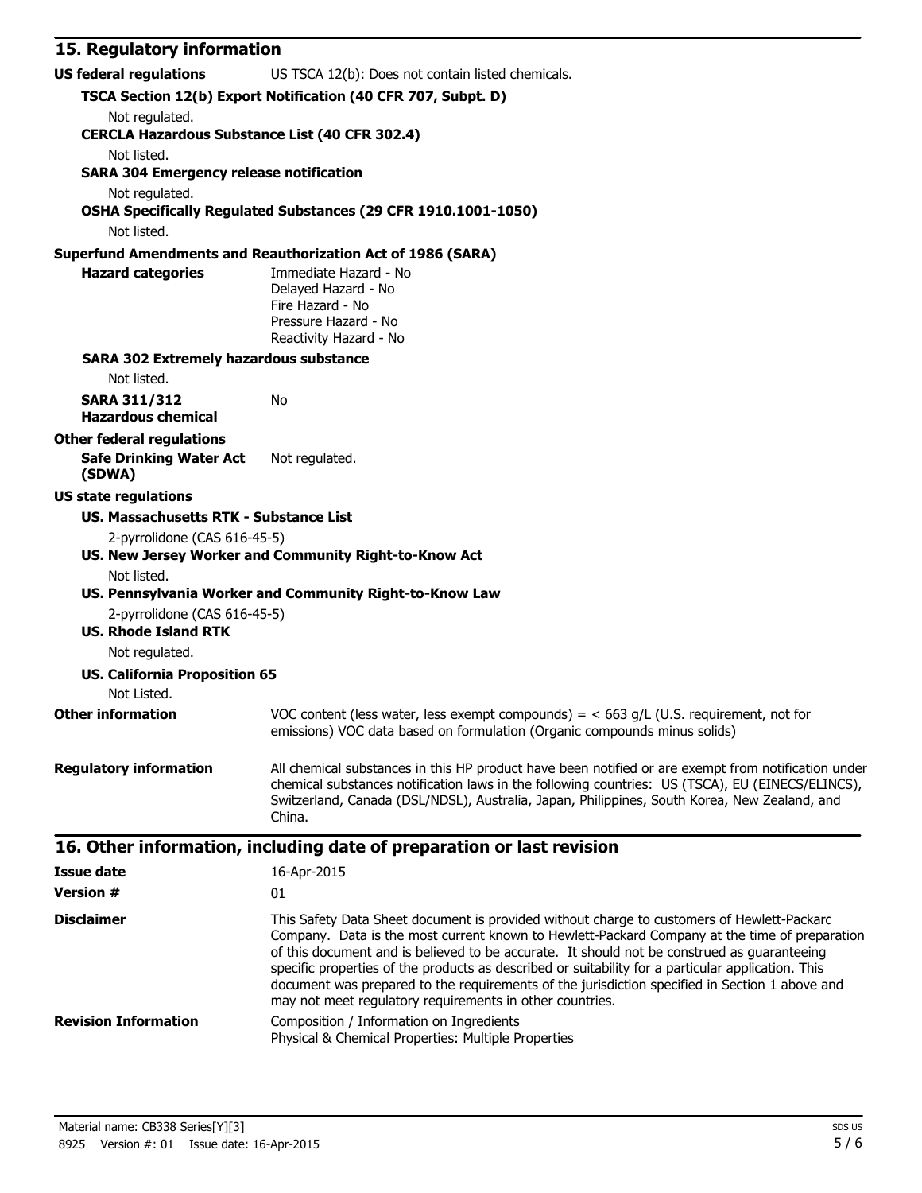## 15. Regulatory information

**US federal regulations** US TSCA 12(b): Does not contain listed chemicals.

**TSCA Section 12(b) Export Notification (40 CFR 707, Subpt. D)**

Not regulated.

**CERCLA Hazardous Substance List (40 CFR 302.4)**

Not listed.

**SARA 304 Emergency release notification**

Not regulated.

**OSHA Specifically Regulated Substances (29 CFR 1910.1001-1050)**

Not listed.

**Superfund Amendments and Reauthorization Act of 1986 (SARA)**

**Hazard categories**
Immediate Hazard - No
Delayed Hazard - No
Fire Hazard - No
Pressure Hazard - No
Reactivity Hazard - No

**SARA 302 Extremely hazardous substance**

Not listed.

**SARA 311/312 Hazardous chemical** No

**Other federal regulations**

**Safe Drinking Water Act (SDWA)** Not regulated.

**US state regulations**

**US. Massachusetts RTK - Substance List**

2-pyrrolidone (CAS 616-45-5)

**US. New Jersey Worker and Community Right-to-Know Act**

Not listed.

**US. Pennsylvania Worker and Community Right-to-Know Law**

2-pyrrolidone (CAS 616-45-5)

**US. Rhode Island RTK**

Not regulated.

**US. California Proposition 65**

Not Listed.

**Other information** VOC content (less water, less exempt compounds) = < 663 g/L (U.S. requirement, not for emissions) VOC data based on formulation (Organic compounds minus solids)

**Regulatory information** All chemical substances in this HP product have been notified or are exempt from notification under chemical substances notification laws in the following countries: US (TSCA), EU (EINECS/ELINCS), Switzerland, Canada (DSL/NDSL), Australia, Japan, Philippines, South Korea, New Zealand, and China.

## 16. Other information, including date of preparation or last revision

**Issue date** 16-Apr-2015

**Version #** 01

**Disclaimer** This Safety Data Sheet document is provided without charge to customers of Hewlett-Packard Company. Data is the most current known to Hewlett-Packard Company at the time of preparation of this document and is believed to be accurate. It should not be construed as guaranteeing specific properties of the products as described or suitability for a particular application. This document was prepared to the requirements of the jurisdiction specified in Section 1 above and may not meet regulatory requirements in other countries.

**Revision Information** Composition / Information on Ingredients
Physical & Chemical Properties: Multiple Properties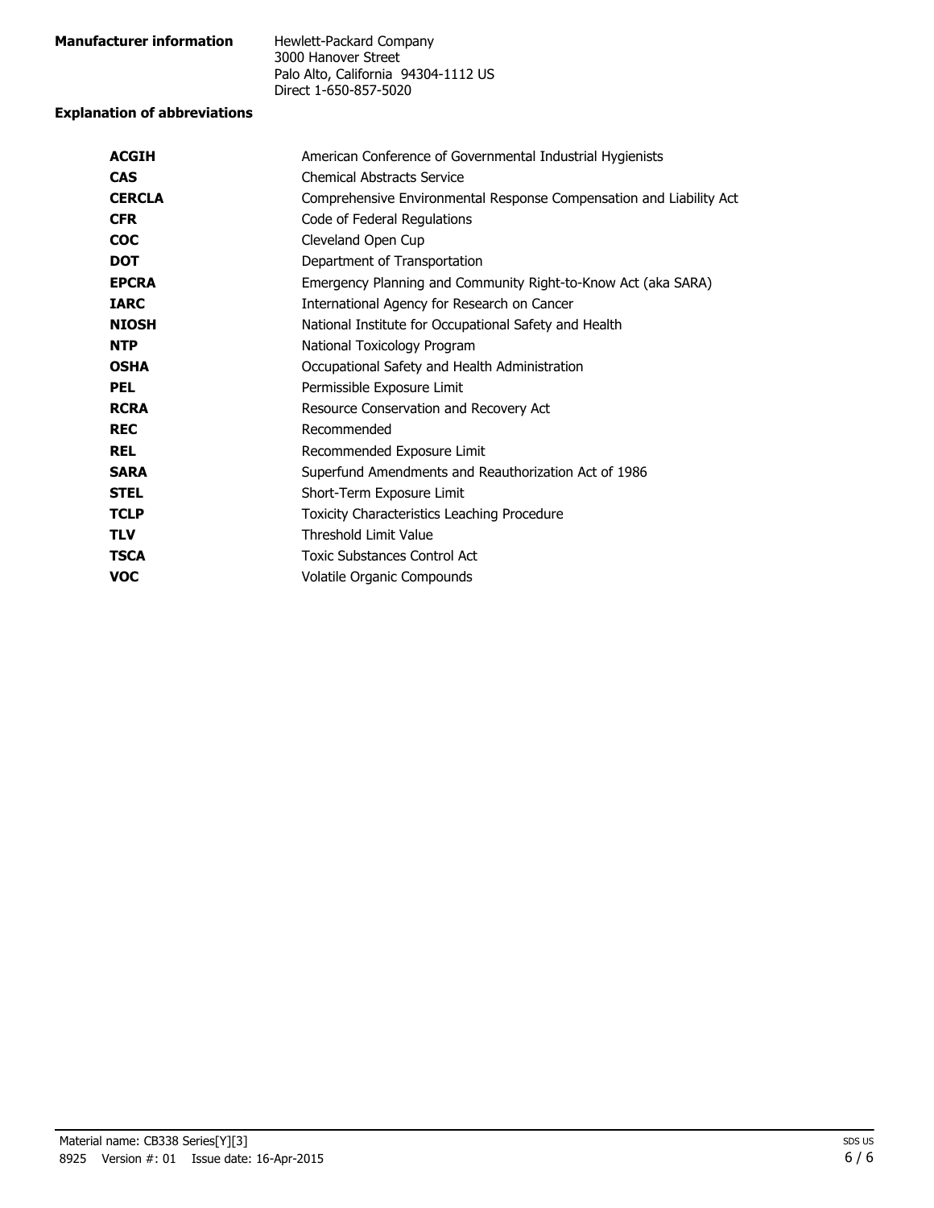**Manufacturer information**

Hewlett-Packard Company
3000 Hanover Street
Palo Alto, California 94304-1112 US
Direct 1-650-857-5020

**Explanation of abbreviations**

| | |
|---|---|
| **ACGIH** | American Conference of Governmental Industrial Hygienists |
| **CAS** | Chemical Abstracts Service |
| **CERCLA** | Comprehensive Environmental Response Compensation and Liability Act |
| **CFR** | Code of Federal Regulations |
| **COC** | Cleveland Open Cup |
| **DOT** | Department of Transportation |
| **EPCRA** | Emergency Planning and Community Right-to-Know Act (aka SARA) |
| **IARC** | International Agency for Research on Cancer |
| **NIOSH** | National Institute for Occupational Safety and Health |
| **NTP** | National Toxicology Program |
| **OSHA** | Occupational Safety and Health Administration |
| **PEL** | Permissible Exposure Limit |
| **RCRA** | Resource Conservation and Recovery Act |
| **REC** | Recommended |
| **REL** | Recommended Exposure Limit |
| **SARA** | Superfund Amendments and Reauthorization Act of 1986 |
| **STEL** | Short-Term Exposure Limit |
| **TCLP** | Toxicity Characteristics Leaching Procedure |
| **TLV** | Threshold Limit Value |
| **TSCA** | Toxic Substances Control Act |
| **VOC** | Volatile Organic Compounds |